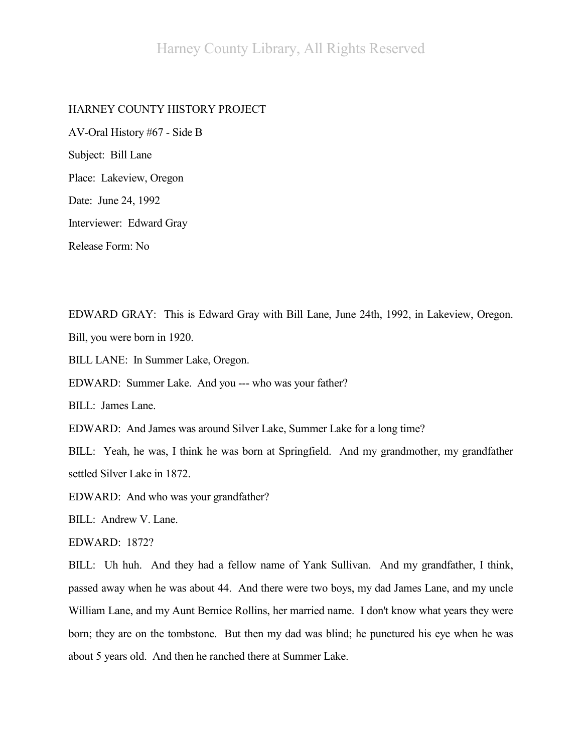HARNEY COUNTY HISTORY PROJECT

AV-Oral History #67 - Side B

Subject: Bill Lane

Place: Lakeview, Oregon

Date: June 24, 1992

Interviewer: Edward Gray

Release Form: No

EDWARD GRAY: This is Edward Gray with Bill Lane, June 24th, 1992, in Lakeview, Oregon. Bill, you were born in 1920.

BILL LANE: In Summer Lake, Oregon.

EDWARD: Summer Lake. And you --- who was your father?

BILL: James Lane.

EDWARD: And James was around Silver Lake, Summer Lake for a long time?

BILL: Yeah, he was, I think he was born at Springfield. And my grandmother, my grandfather settled Silver Lake in 1872.

EDWARD: And who was your grandfather?

BILL: Andrew V. Lane.

EDWARD: 1872?

BILL: Uh huh. And they had a fellow name of Yank Sullivan. And my grandfather, I think, passed away when he was about 44. And there were two boys, my dad James Lane, and my uncle William Lane, and my Aunt Bernice Rollins, her married name. I don't know what years they were born; they are on the tombstone. But then my dad was blind; he punctured his eye when he was about 5 years old. And then he ranched there at Summer Lake.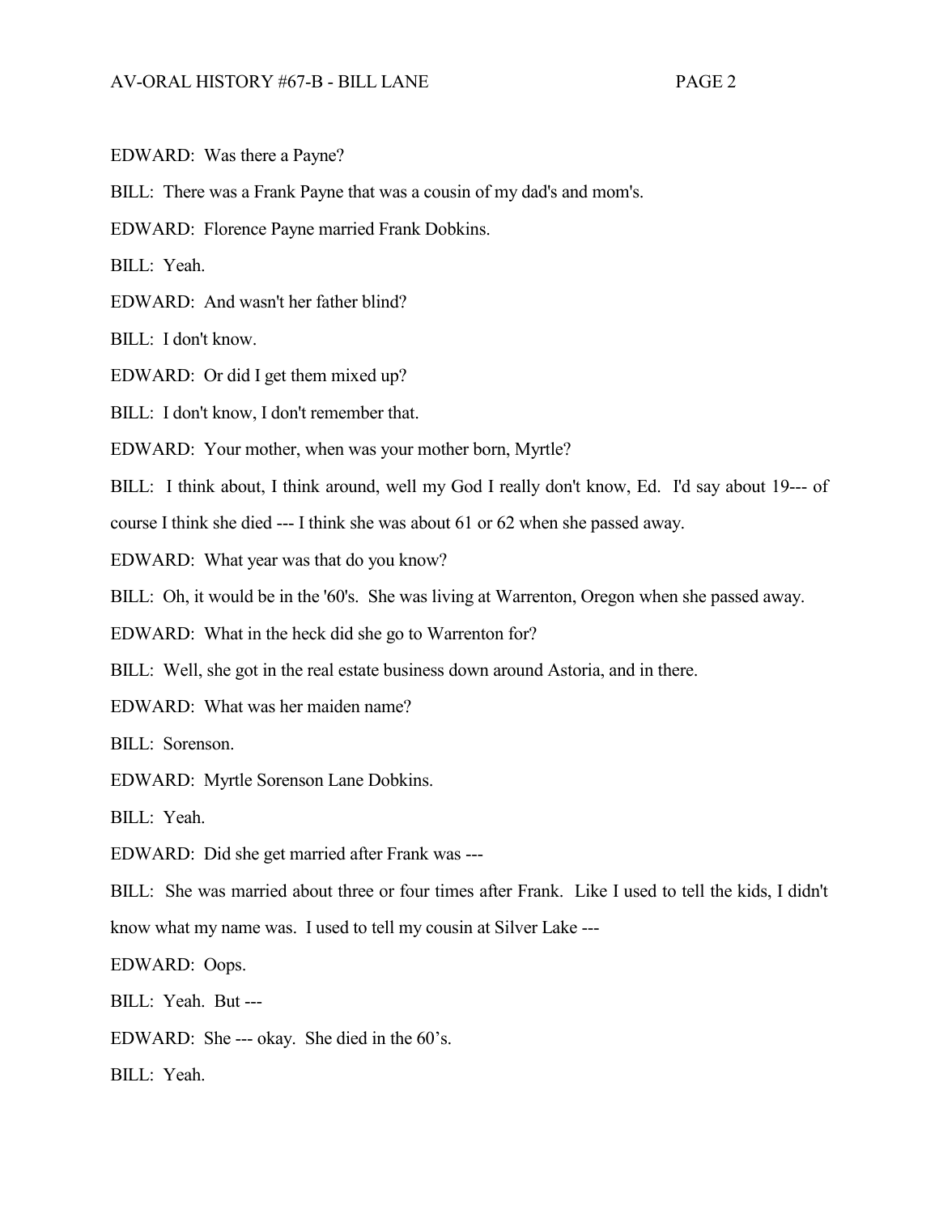EDWARD: Was there a Payne?

BILL: There was a Frank Payne that was a cousin of my dad's and mom's.

EDWARD: Florence Payne married Frank Dobkins.

BILL: Yeah.

EDWARD: And wasn't her father blind?

BILL: I don't know.

EDWARD: Or did I get them mixed up?

BILL: I don't know, I don't remember that.

EDWARD: Your mother, when was your mother born, Myrtle?

BILL: I think about, I think around, well my God I really don't know, Ed. I'd say about 19--- of course I think she died --- I think she was about 61 or 62 when she passed away.

EDWARD: What year was that do you know?

BILL: Oh, it would be in the '60's. She was living at Warrenton, Oregon when she passed away.

EDWARD: What in the heck did she go to Warrenton for?

BILL: Well, she got in the real estate business down around Astoria, and in there.

EDWARD: What was her maiden name?

BILL: Sorenson.

EDWARD: Myrtle Sorenson Lane Dobkins.

BILL: Yeah.

EDWARD: Did she get married after Frank was ---

BILL: She was married about three or four times after Frank. Like I used to tell the kids, I didn't know what my name was. I used to tell my cousin at Silver Lake ---

EDWARD: Oops.

BILL: Yeah. But ---

EDWARD: She --- okay. She died in the 60's.

BILL: Yeah.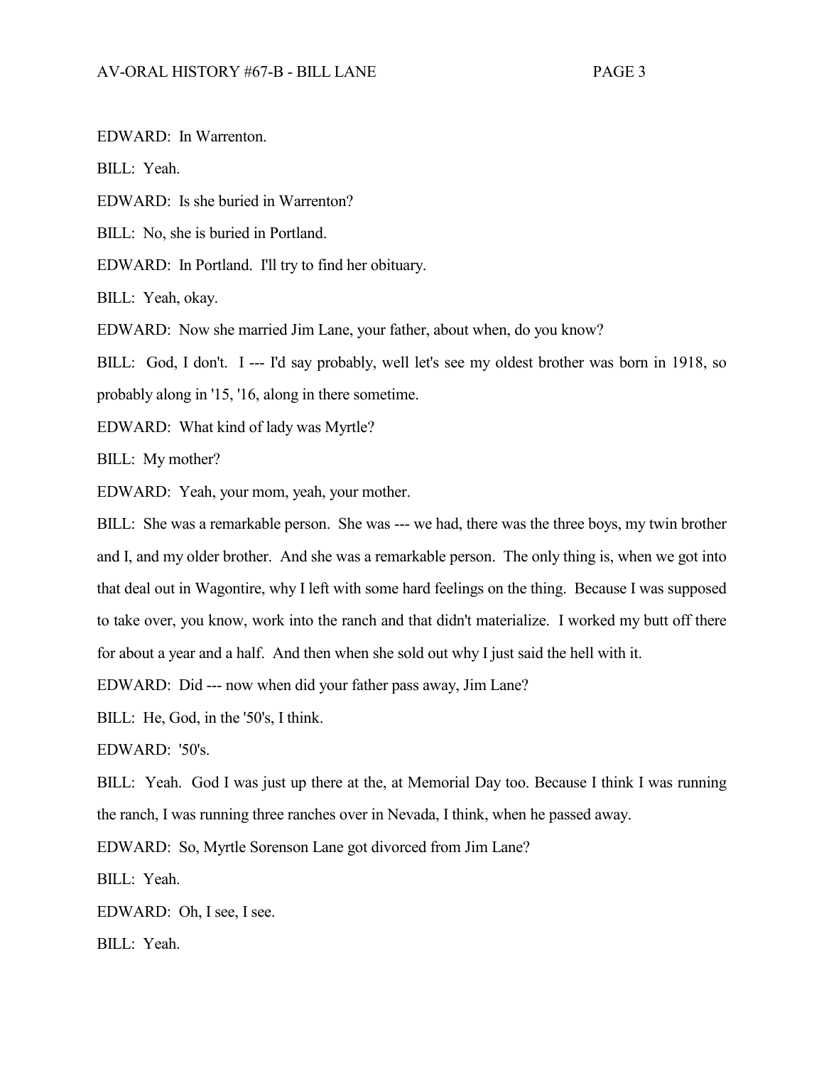EDWARD: In Warrenton.

BILL: Yeah.

EDWARD: Is she buried in Warrenton?

BILL: No, she is buried in Portland.

EDWARD: In Portland. I'll try to find her obituary.

BILL: Yeah, okay.

EDWARD: Now she married Jim Lane, your father, about when, do you know?

BILL: God, I don't. I --- I'd say probably, well let's see my oldest brother was born in 1918, so probably along in '15, '16, along in there sometime.

EDWARD: What kind of lady was Myrtle?

BILL: My mother?

EDWARD: Yeah, your mom, yeah, your mother.

BILL: She was a remarkable person. She was --- we had, there was the three boys, my twin brother and I, and my older brother. And she was a remarkable person. The only thing is, when we got into that deal out in Wagontire, why I left with some hard feelings on the thing. Because I was supposed to take over, you know, work into the ranch and that didn't materialize. I worked my butt off there for about a year and a half. And then when she sold out why I just said the hell with it.

EDWARD: Did --- now when did your father pass away, Jim Lane?

BILL: He, God, in the '50's, I think.

EDWARD: '50's.

BILL: Yeah. God I was just up there at the, at Memorial Day too. Because I think I was running the ranch, I was running three ranches over in Nevada, I think, when he passed away.

EDWARD: So, Myrtle Sorenson Lane got divorced from Jim Lane?

BILL: Yeah.

EDWARD: Oh, I see, I see.

BILL: Yeah.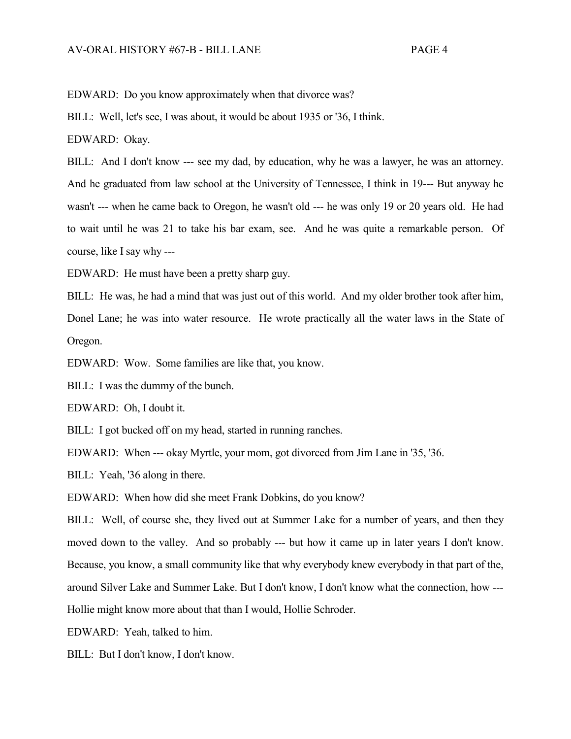EDWARD: Do you know approximately when that divorce was?

BILL: Well, let's see, I was about, it would be about 1935 or '36, I think.

EDWARD: Okay.

BILL: And I don't know --- see my dad, by education, why he was a lawyer, he was an attorney. And he graduated from law school at the University of Tennessee, I think in 19--- But anyway he wasn't --- when he came back to Oregon, he wasn't old --- he was only 19 or 20 years old. He had to wait until he was 21 to take his bar exam, see. And he was quite a remarkable person. Of course, like I say why ---

EDWARD: He must have been a pretty sharp guy.

BILL: He was, he had a mind that was just out of this world. And my older brother took after him, Donel Lane; he was into water resource. He wrote practically all the water laws in the State of Oregon.

EDWARD: Wow. Some families are like that, you know.

BILL: I was the dummy of the bunch.

EDWARD: Oh, I doubt it.

BILL: I got bucked off on my head, started in running ranches.

EDWARD: When --- okay Myrtle, your mom, got divorced from Jim Lane in '35, '36.

BILL: Yeah, '36 along in there.

EDWARD: When how did she meet Frank Dobkins, do you know?

BILL: Well, of course she, they lived out at Summer Lake for a number of years, and then they moved down to the valley. And so probably --- but how it came up in later years I don't know. Because, you know, a small community like that why everybody knew everybody in that part of the, around Silver Lake and Summer Lake. But I don't know, I don't know what the connection, how --- Hollie might know more about that than I would, Hollie Schroder.

EDWARD: Yeah, talked to him.

BILL: But I don't know, I don't know.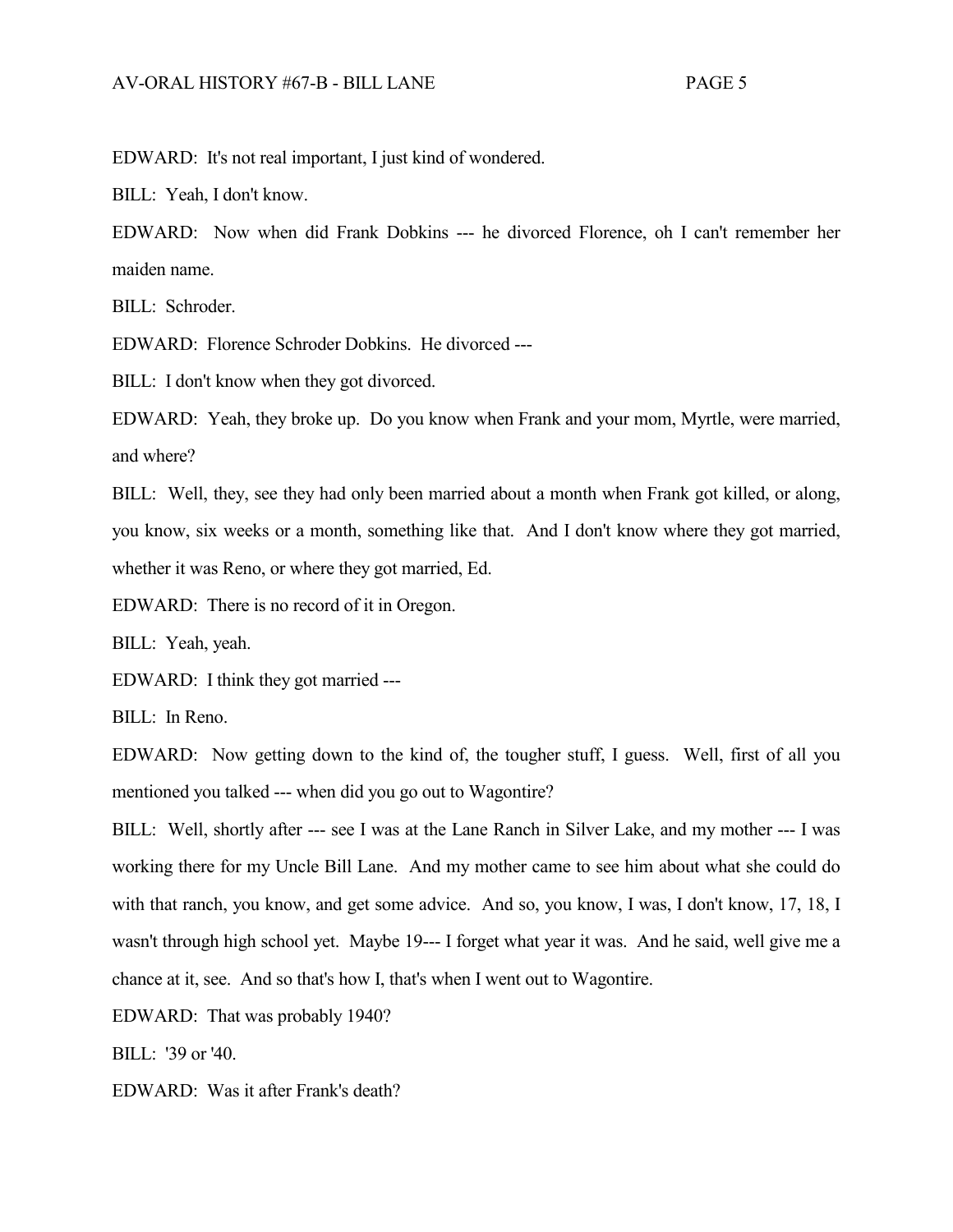EDWARD: It's not real important, I just kind of wondered.

BILL: Yeah, I don't know.

EDWARD: Now when did Frank Dobkins --- he divorced Florence, oh I can't remember her maiden name.

BILL: Schroder.

EDWARD: Florence Schroder Dobkins. He divorced ---

BILL: I don't know when they got divorced.

EDWARD: Yeah, they broke up. Do you know when Frank and your mom, Myrtle, were married, and where?

BILL: Well, they, see they had only been married about a month when Frank got killed, or along, you know, six weeks or a month, something like that. And I don't know where they got married, whether it was Reno, or where they got married, Ed.

EDWARD: There is no record of it in Oregon.

BILL: Yeah, yeah.

EDWARD: I think they got married ---

BILL: In Reno.

EDWARD: Now getting down to the kind of, the tougher stuff, I guess. Well, first of all you mentioned you talked --- when did you go out to Wagontire?

BILL: Well, shortly after --- see I was at the Lane Ranch in Silver Lake, and my mother --- I was working there for my Uncle Bill Lane. And my mother came to see him about what she could do with that ranch, you know, and get some advice. And so, you know, I was, I don't know, 17, 18, I wasn't through high school yet. Maybe 19--- I forget what year it was. And he said, well give me a chance at it, see. And so that's how I, that's when I went out to Wagontire.

EDWARD: That was probably 1940?

BILL: '39 or '40.

EDWARD: Was it after Frank's death?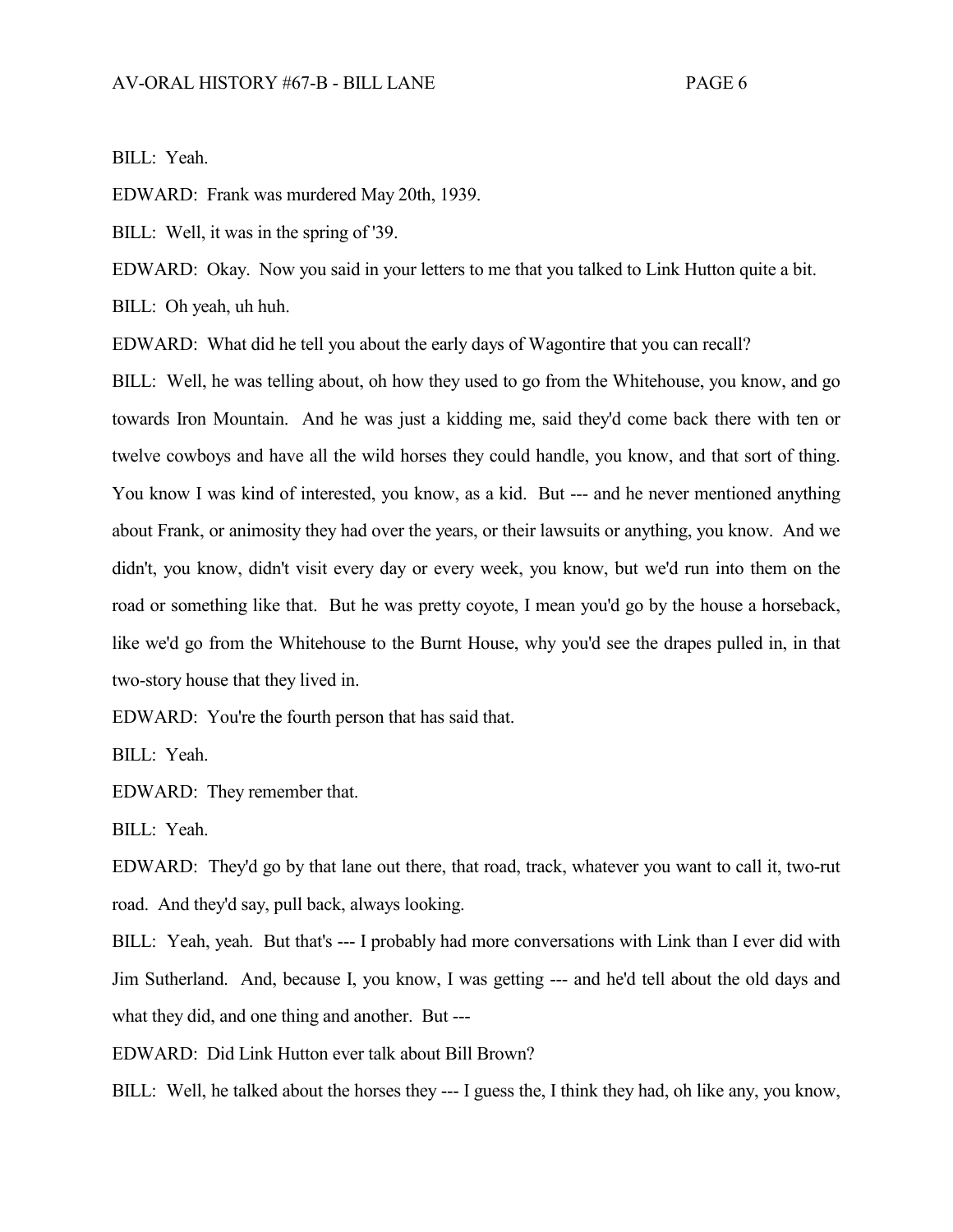BILL: Yeah.

EDWARD: Frank was murdered May 20th, 1939.

BILL: Well, it was in the spring of '39.

EDWARD: Okay. Now you said in your letters to me that you talked to Link Hutton quite a bit.

BILL: Oh yeah, uh huh.

EDWARD: What did he tell you about the early days of Wagontire that you can recall?

BILL: Well, he was telling about, oh how they used to go from the Whitehouse, you know, and go towards Iron Mountain. And he was just a kidding me, said they'd come back there with ten or twelve cowboys and have all the wild horses they could handle, you know, and that sort of thing. You know I was kind of interested, you know, as a kid. But --- and he never mentioned anything about Frank, or animosity they had over the years, or their lawsuits or anything, you know. And we didn't, you know, didn't visit every day or every week, you know, but we'd run into them on the road or something like that. But he was pretty coyote, I mean you'd go by the house a horseback, like we'd go from the Whitehouse to the Burnt House, why you'd see the drapes pulled in, in that two-story house that they lived in.

EDWARD: You're the fourth person that has said that.

BILL: Yeah.

EDWARD: They remember that.

BILL: Yeah.

EDWARD: They'd go by that lane out there, that road, track, whatever you want to call it, two-rut road. And they'd say, pull back, always looking.

BILL: Yeah, yeah. But that's --- I probably had more conversations with Link than I ever did with Jim Sutherland. And, because I, you know, I was getting --- and he'd tell about the old days and what they did, and one thing and another. But ---

EDWARD: Did Link Hutton ever talk about Bill Brown?

BILL: Well, he talked about the horses they --- I guess the, I think they had, oh like any, you know,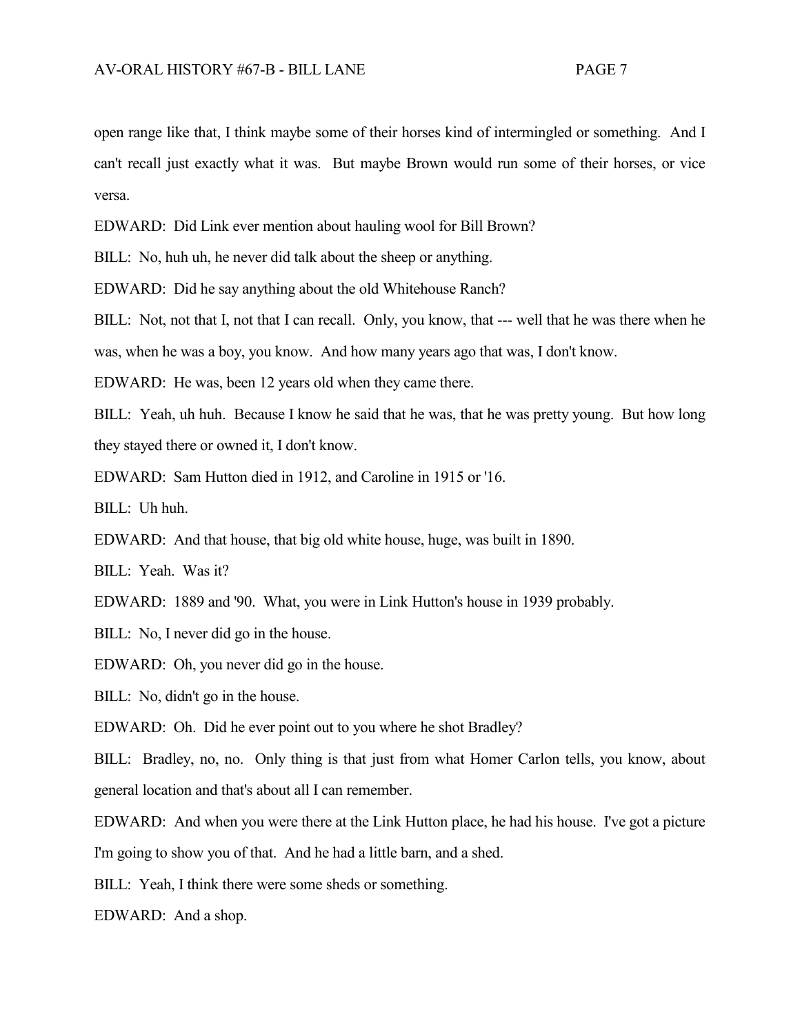open range like that, I think maybe some of their horses kind of intermingled or something. And I can't recall just exactly what it was. But maybe Brown would run some of their horses, or vice versa.

EDWARD: Did Link ever mention about hauling wool for Bill Brown?

BILL: No, huh uh, he never did talk about the sheep or anything.

EDWARD: Did he say anything about the old Whitehouse Ranch?

BILL: Not, not that I, not that I can recall. Only, you know, that --- well that he was there when he was, when he was a boy, you know. And how many years ago that was, I don't know.

EDWARD: He was, been 12 years old when they came there.

BILL: Yeah, uh huh. Because I know he said that he was, that he was pretty young. But how long they stayed there or owned it, I don't know.

EDWARD: Sam Hutton died in 1912, and Caroline in 1915 or '16.

BILL: Uh huh.

EDWARD: And that house, that big old white house, huge, was built in 1890.

BILL: Yeah. Was it?

EDWARD: 1889 and '90. What, you were in Link Hutton's house in 1939 probably.

BILL: No, I never did go in the house.

EDWARD: Oh, you never did go in the house.

BILL: No, didn't go in the house.

EDWARD: Oh. Did he ever point out to you where he shot Bradley?

BILL: Bradley, no, no. Only thing is that just from what Homer Carlon tells, you know, about general location and that's about all I can remember.

EDWARD: And when you were there at the Link Hutton place, he had his house. I've got a picture I'm going to show you of that. And he had a little barn, and a shed.

BILL: Yeah, I think there were some sheds or something.

EDWARD: And a shop.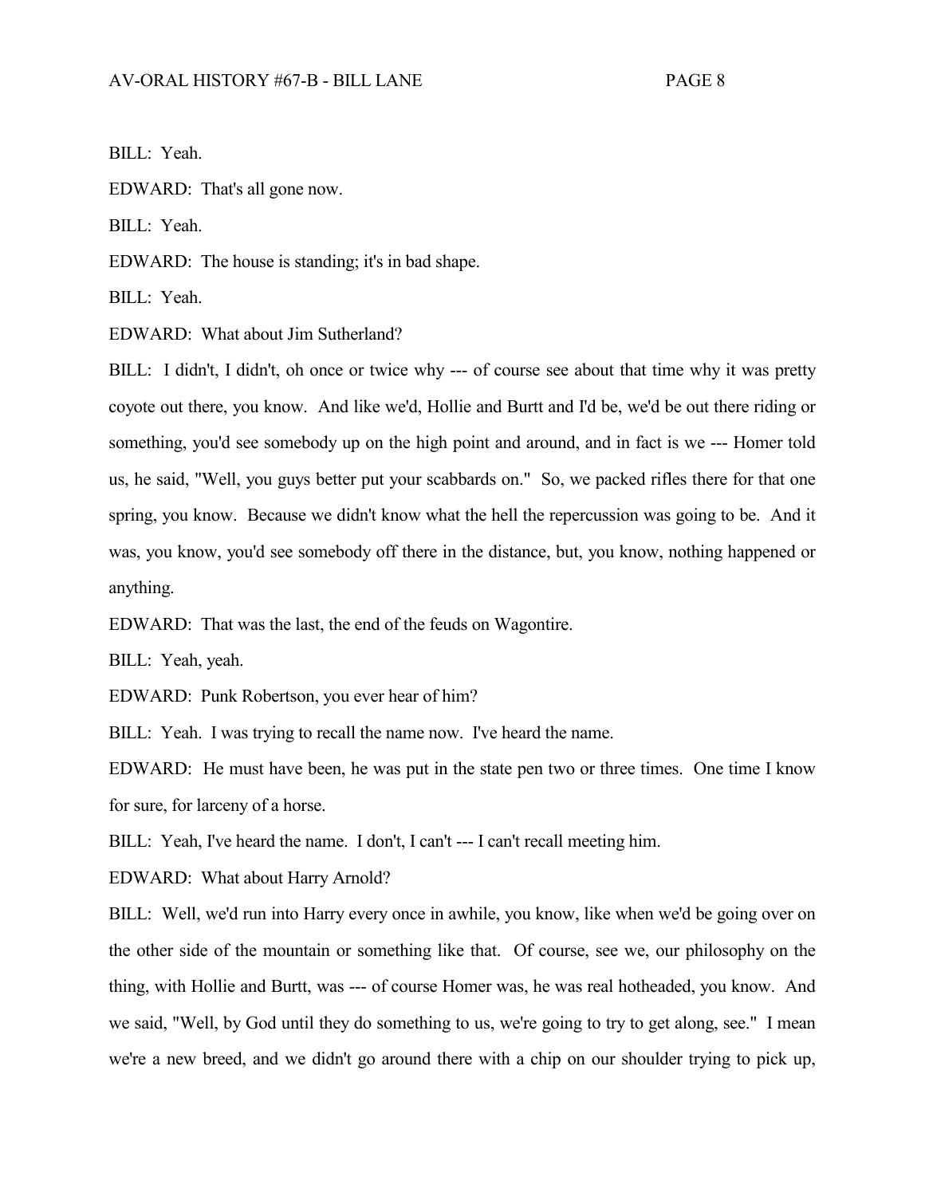BILL: Yeah.

EDWARD: That's all gone now.

BILL: Yeah.

EDWARD: The house is standing; it's in bad shape.

BILL: Yeah.

EDWARD: What about Jim Sutherland?

BILL: I didn't, I didn't, oh once or twice why --- of course see about that time why it was pretty coyote out there, you know. And like we'd, Hollie and Burtt and I'd be, we'd be out there riding or something, you'd see somebody up on the high point and around, and in fact is we --- Homer told us, he said, "Well, you guys better put your scabbards on." So, we packed rifles there for that one spring, you know. Because we didn't know what the hell the repercussion was going to be. And it was, you know, you'd see somebody off there in the distance, but, you know, nothing happened or anything.

EDWARD: That was the last, the end of the feuds on Wagontire.

BILL: Yeah, yeah.

EDWARD: Punk Robertson, you ever hear of him?

BILL: Yeah. I was trying to recall the name now. I've heard the name.

EDWARD: He must have been, he was put in the state pen two or three times. One time I know for sure, for larceny of a horse.

BILL: Yeah, I've heard the name. I don't, I can't --- I can't recall meeting him.

EDWARD: What about Harry Arnold?

BILL: Well, we'd run into Harry every once in awhile, you know, like when we'd be going over on the other side of the mountain or something like that. Of course, see we, our philosophy on the thing, with Hollie and Burtt, was --- of course Homer was, he was real hotheaded, you know. And we said, "Well, by God until they do something to us, we're going to try to get along, see." I mean we're a new breed, and we didn't go around there with a chip on our shoulder trying to pick up,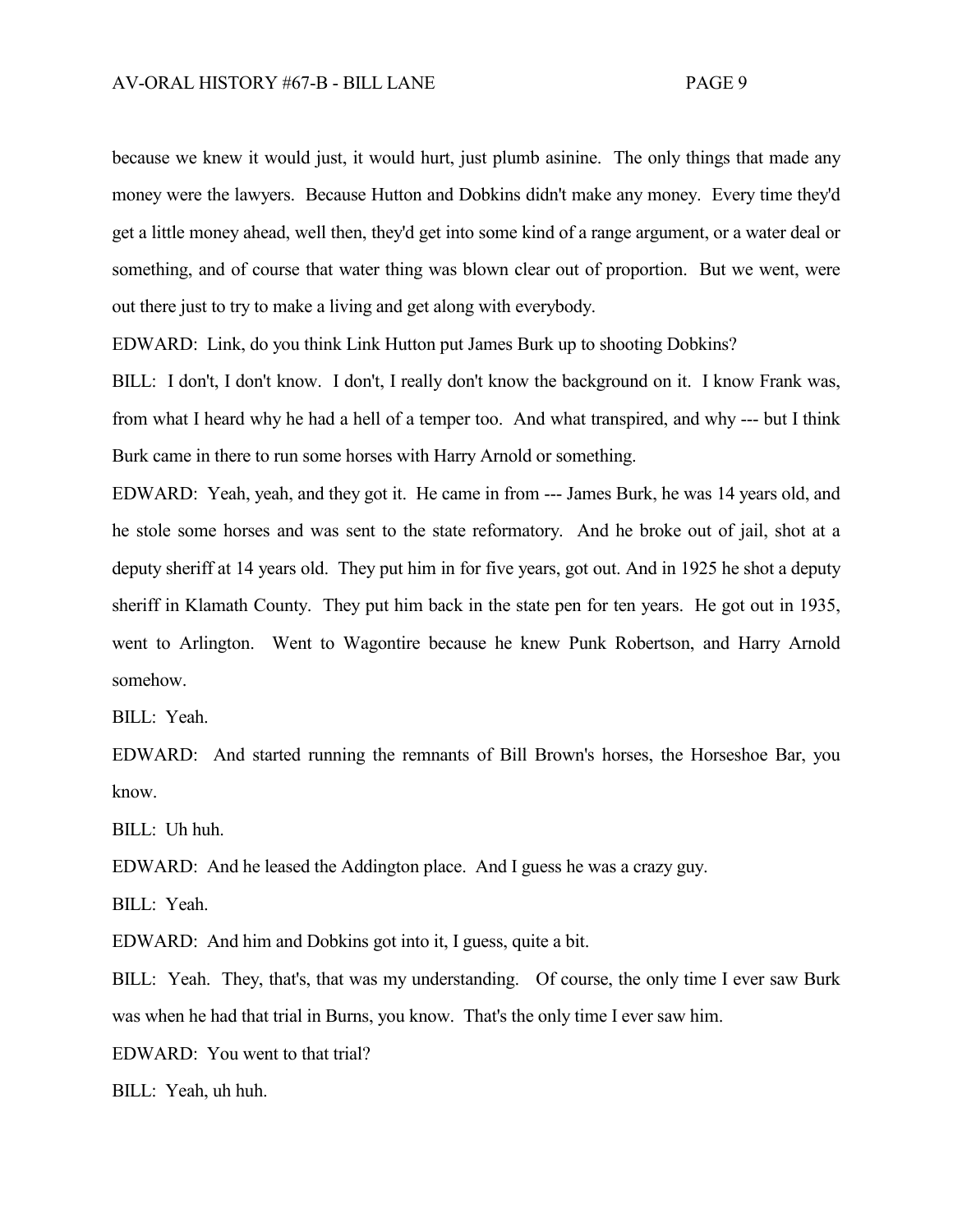because we knew it would just, it would hurt, just plumb asinine. The only things that made any money were the lawyers. Because Hutton and Dobkins didn't make any money. Every time they'd get a little money ahead, well then, they'd get into some kind of a range argument, or a water deal or something, and of course that water thing was blown clear out of proportion. But we went, were out there just to try to make a living and get along with everybody.

EDWARD: Link, do you think Link Hutton put James Burk up to shooting Dobkins?

BILL: I don't, I don't know. I don't, I really don't know the background on it. I know Frank was, from what I heard why he had a hell of a temper too. And what transpired, and why --- but I think Burk came in there to run some horses with Harry Arnold or something.

EDWARD: Yeah, yeah, and they got it. He came in from --- James Burk, he was 14 years old, and he stole some horses and was sent to the state reformatory. And he broke out of jail, shot at a deputy sheriff at 14 years old. They put him in for five years, got out. And in 1925 he shot a deputy sheriff in Klamath County. They put him back in the state pen for ten years. He got out in 1935, went to Arlington. Went to Wagontire because he knew Punk Robertson, and Harry Arnold somehow.

BILL: Yeah.

EDWARD: And started running the remnants of Bill Brown's horses, the Horseshoe Bar, you know.

BILL: Uh huh.

EDWARD: And he leased the Addington place. And I guess he was a crazy guy.

BILL: Yeah.

EDWARD: And him and Dobkins got into it, I guess, quite a bit.

BILL: Yeah. They, that's, that was my understanding. Of course, the only time I ever saw Burk was when he had that trial in Burns, you know. That's the only time I ever saw him.

EDWARD: You went to that trial?

BILL: Yeah, uh huh.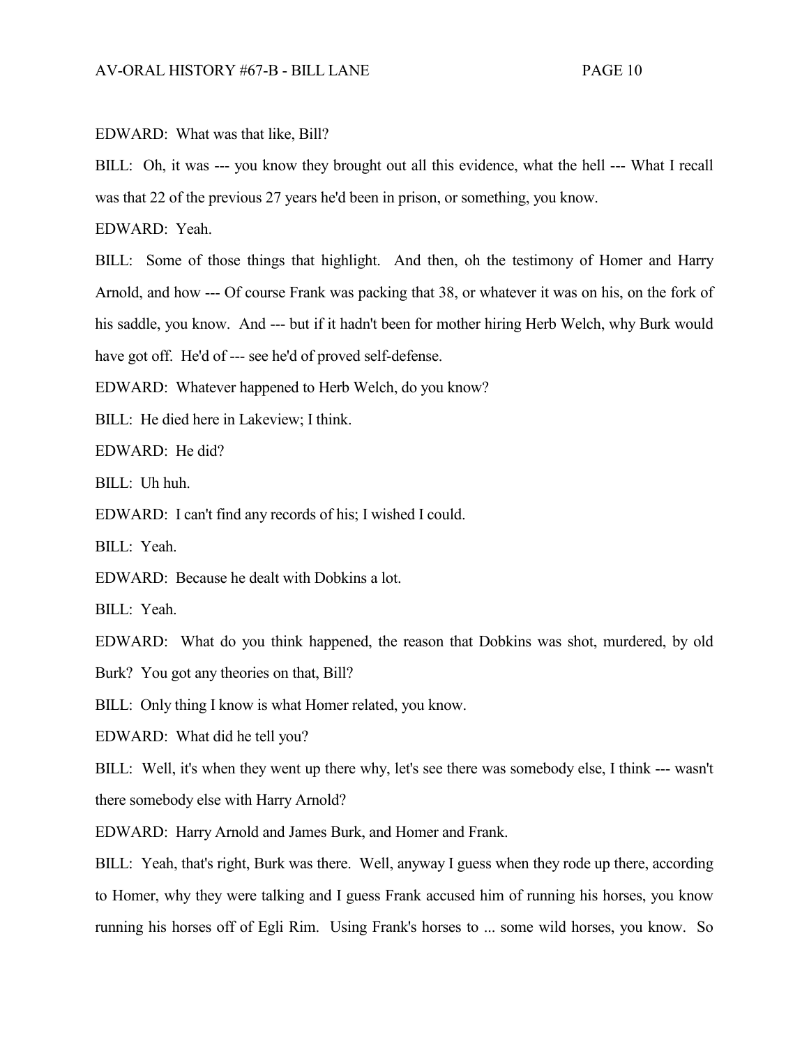EDWARD: What was that like, Bill?

BILL: Oh, it was --- you know they brought out all this evidence, what the hell --- What I recall was that 22 of the previous 27 years he'd been in prison, or something, you know.

EDWARD: Yeah.

BILL: Some of those things that highlight. And then, oh the testimony of Homer and Harry Arnold, and how --- Of course Frank was packing that 38, or whatever it was on his, on the fork of his saddle, you know. And --- but if it hadn't been for mother hiring Herb Welch, why Burk would have got off. He'd of --- see he'd of proved self-defense.

EDWARD: Whatever happened to Herb Welch, do you know?

BILL: He died here in Lakeview; I think.

EDWARD: He did?

BILL: Uh huh.

EDWARD: I can't find any records of his; I wished I could.

BILL: Yeah.

EDWARD: Because he dealt with Dobkins a lot.

BILL: Yeah.

EDWARD: What do you think happened, the reason that Dobkins was shot, murdered, by old Burk? You got any theories on that, Bill?

BILL: Only thing I know is what Homer related, you know.

EDWARD: What did he tell you?

BILL: Well, it's when they went up there why, let's see there was somebody else, I think --- wasn't there somebody else with Harry Arnold?

EDWARD: Harry Arnold and James Burk, and Homer and Frank.

BILL: Yeah, that's right, Burk was there. Well, anyway I guess when they rode up there, according to Homer, why they were talking and I guess Frank accused him of running his horses, you know running his horses off of Egli Rim. Using Frank's horses to ... some wild horses, you know. So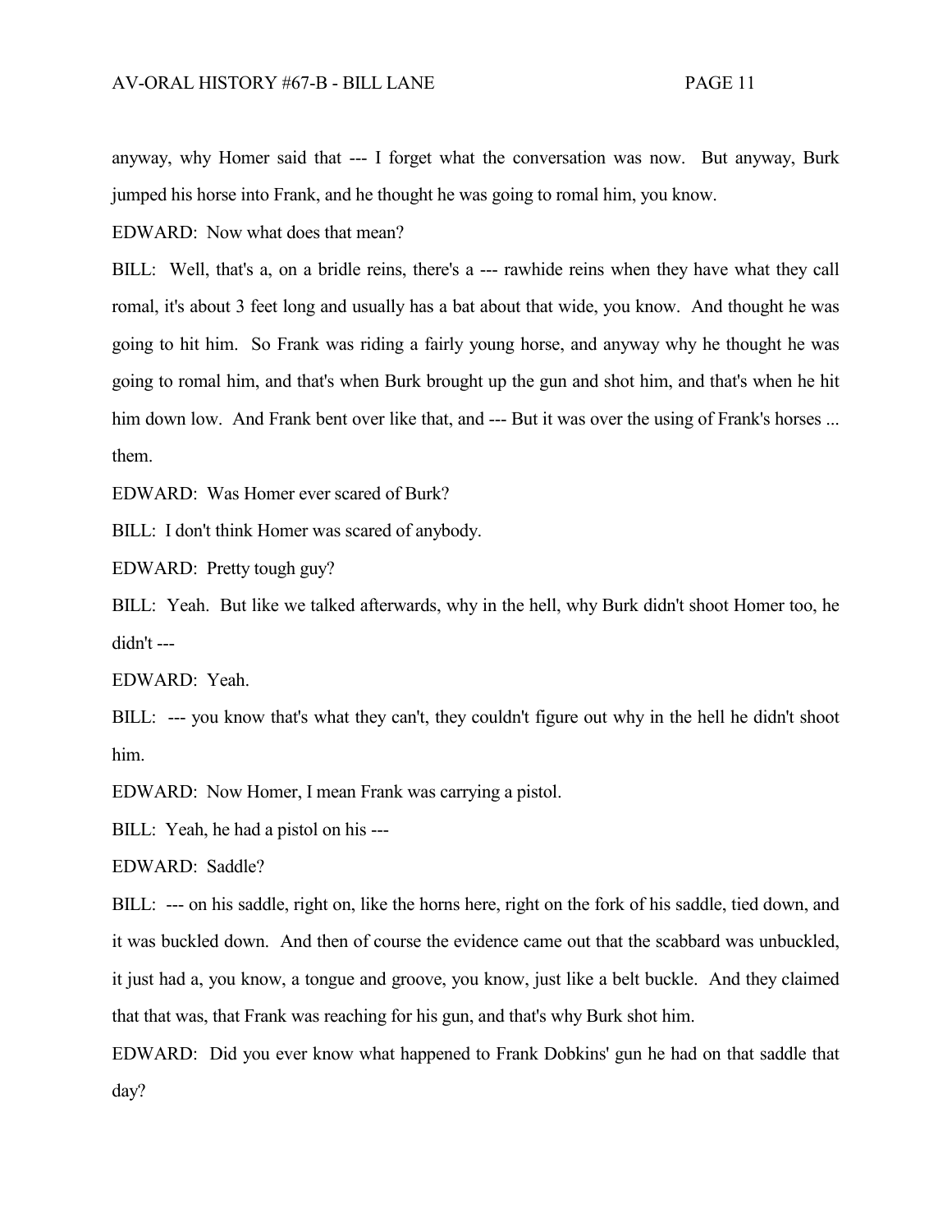anyway, why Homer said that --- I forget what the conversation was now. But anyway, Burk jumped his horse into Frank, and he thought he was going to romal him, you know.

EDWARD: Now what does that mean?

BILL: Well, that's a, on a bridle reins, there's a --- rawhide reins when they have what they call romal, it's about 3 feet long and usually has a bat about that wide, you know. And thought he was going to hit him. So Frank was riding a fairly young horse, and anyway why he thought he was going to romal him, and that's when Burk brought up the gun and shot him, and that's when he hit him down low. And Frank bent over like that, and --- But it was over the using of Frank's horses ... them.

EDWARD: Was Homer ever scared of Burk?

BILL: I don't think Homer was scared of anybody.

EDWARD: Pretty tough guy?

BILL: Yeah. But like we talked afterwards, why in the hell, why Burk didn't shoot Homer too, he didn't ---

EDWARD: Yeah.

BILL: --- you know that's what they can't, they couldn't figure out why in the hell he didn't shoot him.

EDWARD: Now Homer, I mean Frank was carrying a pistol.

BILL: Yeah, he had a pistol on his ---

EDWARD: Saddle?

BILL: --- on his saddle, right on, like the horns here, right on the fork of his saddle, tied down, and it was buckled down. And then of course the evidence came out that the scabbard was unbuckled, it just had a, you know, a tongue and groove, you know, just like a belt buckle. And they claimed that that was, that Frank was reaching for his gun, and that's why Burk shot him.

EDWARD: Did you ever know what happened to Frank Dobkins' gun he had on that saddle that day?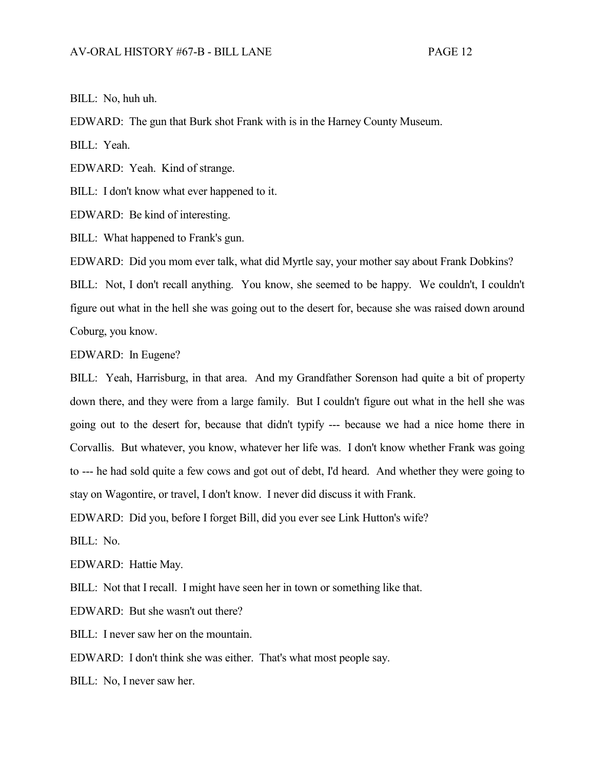BILL: No, huh uh.

EDWARD: The gun that Burk shot Frank with is in the Harney County Museum.

BILL: Yeah.

EDWARD: Yeah. Kind of strange.

BILL: I don't know what ever happened to it.

EDWARD: Be kind of interesting.

BILL: What happened to Frank's gun.

EDWARD: Did you mom ever talk, what did Myrtle say, your mother say about Frank Dobkins?

BILL: Not, I don't recall anything. You know, she seemed to be happy. We couldn't, I couldn't figure out what in the hell she was going out to the desert for, because she was raised down around Coburg, you know.

EDWARD: In Eugene?

BILL: Yeah, Harrisburg, in that area. And my Grandfather Sorenson had quite a bit of property down there, and they were from a large family. But I couldn't figure out what in the hell she was going out to the desert for, because that didn't typify --- because we had a nice home there in Corvallis. But whatever, you know, whatever her life was. I don't know whether Frank was going to --- he had sold quite a few cows and got out of debt, I'd heard. And whether they were going to stay on Wagontire, or travel, I don't know. I never did discuss it with Frank.

EDWARD: Did you, before I forget Bill, did you ever see Link Hutton's wife?

BILL: No.

EDWARD: Hattie May.

BILL: Not that I recall. I might have seen her in town or something like that.

EDWARD: But she wasn't out there?

BILL: I never saw her on the mountain.

EDWARD: I don't think she was either. That's what most people say.

BILL: No, I never saw her.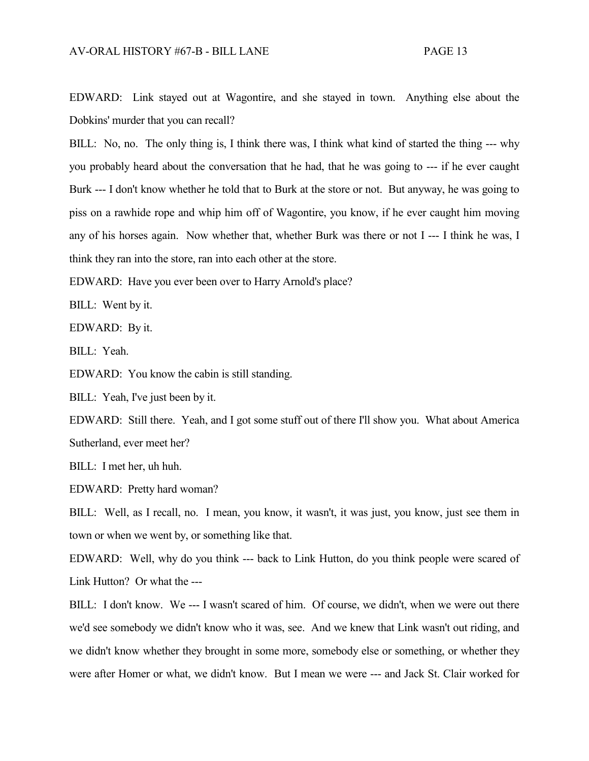EDWARD: Link stayed out at Wagontire, and she stayed in town. Anything else about the Dobkins' murder that you can recall?

BILL: No, no. The only thing is, I think there was, I think what kind of started the thing --- why you probably heard about the conversation that he had, that he was going to --- if he ever caught Burk --- I don't know whether he told that to Burk at the store or not. But anyway, he was going to piss on a rawhide rope and whip him off of Wagontire, you know, if he ever caught him moving any of his horses again. Now whether that, whether Burk was there or not I --- I think he was, I think they ran into the store, ran into each other at the store.

EDWARD: Have you ever been over to Harry Arnold's place?

BILL: Went by it.

EDWARD: By it.

BILL: Yeah.

EDWARD: You know the cabin is still standing.

BILL: Yeah, I've just been by it.

EDWARD: Still there. Yeah, and I got some stuff out of there I'll show you. What about America Sutherland, ever meet her?

BILL: I met her, uh huh.

EDWARD: Pretty hard woman?

BILL: Well, as I recall, no. I mean, you know, it wasn't, it was just, you know, just see them in town or when we went by, or something like that.

EDWARD: Well, why do you think --- back to Link Hutton, do you think people were scared of Link Hutton? Or what the ---

BILL: I don't know. We --- I wasn't scared of him. Of course, we didn't, when we were out there we'd see somebody we didn't know who it was, see. And we knew that Link wasn't out riding, and we didn't know whether they brought in some more, somebody else or something, or whether they were after Homer or what, we didn't know. But I mean we were --- and Jack St. Clair worked for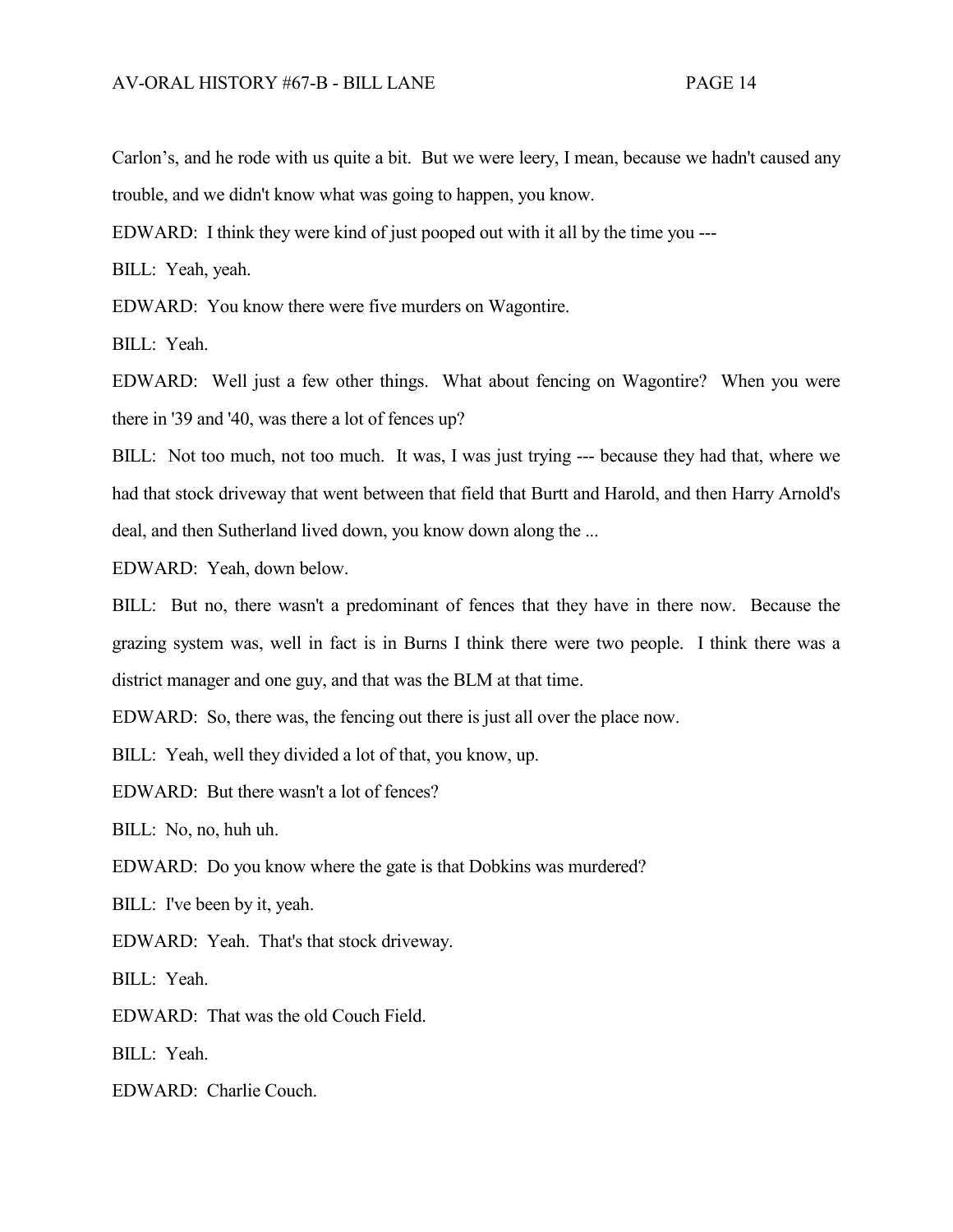Carlon's, and he rode with us quite a bit. But we were leery, I mean, because we hadn't caused any trouble, and we didn't know what was going to happen, you know.

EDWARD: I think they were kind of just pooped out with it all by the time you ---

BILL: Yeah, yeah.

EDWARD: You know there were five murders on Wagontire.

BILL: Yeah.

EDWARD: Well just a few other things. What about fencing on Wagontire? When you were there in '39 and '40, was there a lot of fences up?

BILL: Not too much, not too much. It was, I was just trying --- because they had that, where we had that stock driveway that went between that field that Burtt and Harold, and then Harry Arnold's deal, and then Sutherland lived down, you know down along the ...

EDWARD: Yeah, down below.

BILL: But no, there wasn't a predominant of fences that they have in there now. Because the grazing system was, well in fact is in Burns I think there were two people. I think there was a district manager and one guy, and that was the BLM at that time.

EDWARD: So, there was, the fencing out there is just all over the place now.

BILL: Yeah, well they divided a lot of that, you know, up.

EDWARD: But there wasn't a lot of fences?

BILL: No, no, huh uh.

EDWARD: Do you know where the gate is that Dobkins was murdered?

BILL: I've been by it, yeah.

EDWARD: Yeah. That's that stock driveway.

BILL: Yeah.

EDWARD: That was the old Couch Field.

BILL: Yeah.

EDWARD: Charlie Couch.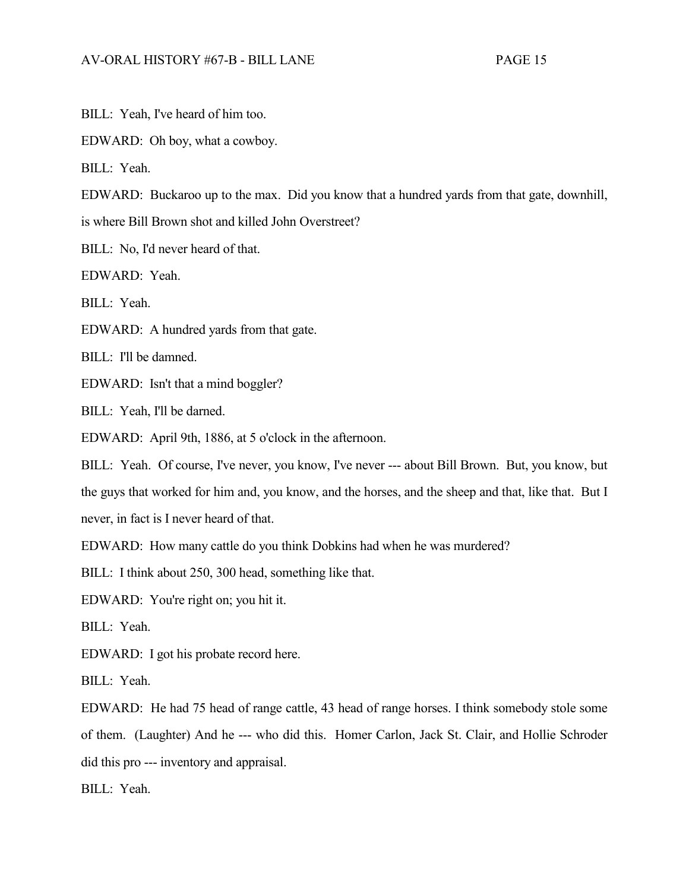BILL: Yeah, I've heard of him too.

EDWARD: Oh boy, what a cowboy.

BILL: Yeah.

EDWARD: Buckaroo up to the max. Did you know that a hundred yards from that gate, downhill, is where Bill Brown shot and killed John Overstreet?

BILL: No, I'd never heard of that.

EDWARD: Yeah.

BILL: Yeah.

EDWARD: A hundred yards from that gate.

BILL: I'll be damned.

EDWARD: Isn't that a mind boggler?

BILL: Yeah, I'll be darned.

EDWARD: April 9th, 1886, at 5 o'clock in the afternoon.

BILL: Yeah. Of course, I've never, you know, I've never --- about Bill Brown. But, you know, but the guys that worked for him and, you know, and the horses, and the sheep and that, like that. But I never, in fact is I never heard of that.

EDWARD: How many cattle do you think Dobkins had when he was murdered?

BILL: I think about 250, 300 head, something like that.

EDWARD: You're right on; you hit it.

BILL: Yeah.

EDWARD: I got his probate record here.

BILL: Yeah.

EDWARD: He had 75 head of range cattle, 43 head of range horses. I think somebody stole some of them. (Laughter) And he --- who did this. Homer Carlon, Jack St. Clair, and Hollie Schroder did this pro --- inventory and appraisal.

BILL: Yeah.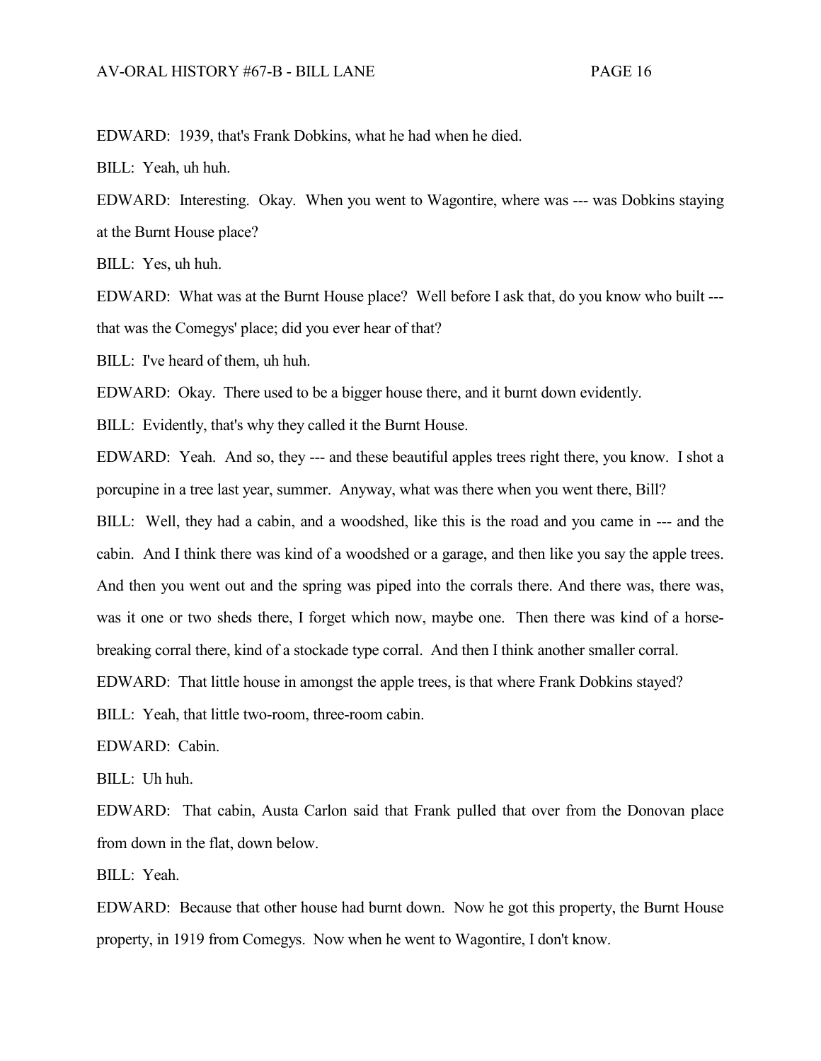EDWARD: 1939, that's Frank Dobkins, what he had when he died.

BILL: Yeah, uh huh.

EDWARD: Interesting. Okay. When you went to Wagontire, where was --- was Dobkins staying at the Burnt House place?

BILL: Yes, uh huh.

EDWARD: What was at the Burnt House place? Well before I ask that, do you know who built --- that was the Comegys' place; did you ever hear of that?

BILL: I've heard of them, uh huh.

EDWARD: Okay. There used to be a bigger house there, and it burnt down evidently.

BILL: Evidently, that's why they called it the Burnt House.

EDWARD: Yeah. And so, they --- and these beautiful apples trees right there, you know. I shot a porcupine in a tree last year, summer. Anyway, what was there when you went there, Bill?

BILL: Well, they had a cabin, and a woodshed, like this is the road and you came in --- and the cabin. And I think there was kind of a woodshed or a garage, and then like you say the apple trees. And then you went out and the spring was piped into the corrals there. And there was, there was, was it one or two sheds there, I forget which now, maybe one. Then there was kind of a horse-breaking corral there, kind of a stockade type corral. And then I think another smaller corral.

EDWARD: That little house in amongst the apple trees, is that where Frank Dobkins stayed?

BILL: Yeah, that little two-room, three-room cabin.

EDWARD: Cabin.

BILL: Uh huh.

EDWARD: That cabin, Austa Carlon said that Frank pulled that over from the Donovan place from down in the flat, down below.

BILL: Yeah.

EDWARD: Because that other house had burnt down. Now he got this property, the Burnt House property, in 1919 from Comegys. Now when he went to Wagontire, I don't know.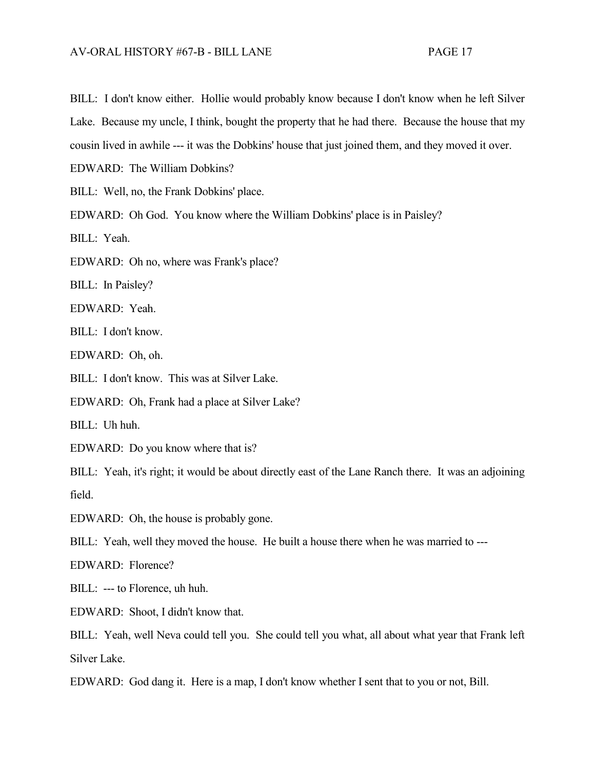BILL: I don't know either. Hollie would probably know because I don't know when he left Silver Lake. Because my uncle, I think, bought the property that he had there. Because the house that my cousin lived in awhile --- it was the Dobkins' house that just joined them, and they moved it over.

EDWARD: The William Dobkins?

BILL: Well, no, the Frank Dobkins' place.

EDWARD: Oh God. You know where the William Dobkins' place is in Paisley?

BILL: Yeah.

EDWARD: Oh no, where was Frank's place?

BILL: In Paisley?

EDWARD: Yeah.

BILL: I don't know.

EDWARD: Oh, oh.

BILL: I don't know. This was at Silver Lake.

EDWARD: Oh, Frank had a place at Silver Lake?

BILL: Uh huh.

EDWARD: Do you know where that is?

BILL: Yeah, it's right; it would be about directly east of the Lane Ranch there. It was an adjoining field.

EDWARD: Oh, the house is probably gone.

BILL: Yeah, well they moved the house. He built a house there when he was married to ---

EDWARD: Florence?

BILL: --- to Florence, uh huh.

EDWARD: Shoot, I didn't know that.

BILL: Yeah, well Neva could tell you. She could tell you what, all about what year that Frank left Silver Lake.

EDWARD: God dang it. Here is a map, I don't know whether I sent that to you or not, Bill.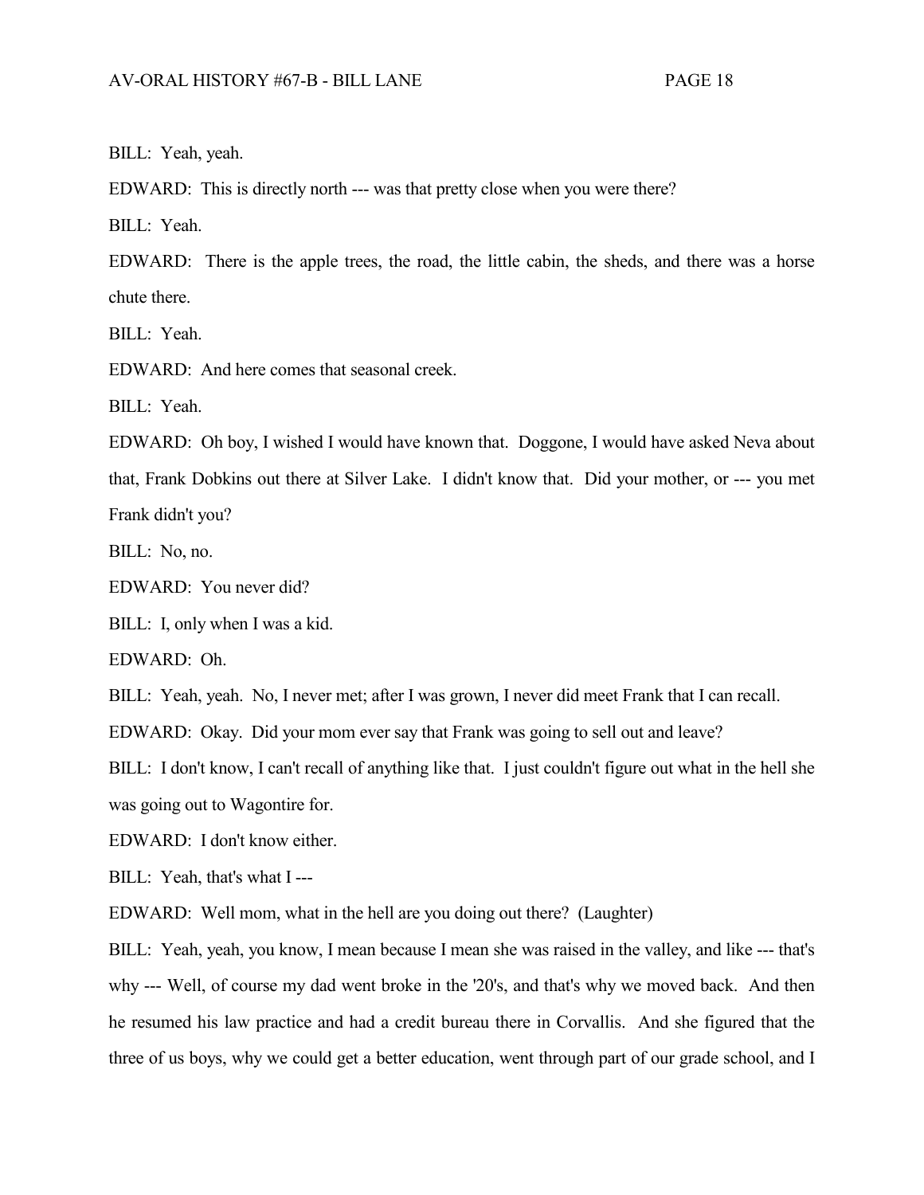BILL: Yeah, yeah.

EDWARD: This is directly north --- was that pretty close when you were there?

BILL: Yeah.

EDWARD: There is the apple trees, the road, the little cabin, the sheds, and there was a horse chute there.

BILL: Yeah.

EDWARD: And here comes that seasonal creek.

BILL: Yeah.

EDWARD: Oh boy, I wished I would have known that. Doggone, I would have asked Neva about that, Frank Dobkins out there at Silver Lake. I didn't know that. Did your mother, or --- you met Frank didn't you?

BILL: No, no.

EDWARD: You never did?

BILL: I, only when I was a kid.

EDWARD: Oh.

BILL: Yeah, yeah. No, I never met; after I was grown, I never did meet Frank that I can recall.

EDWARD: Okay. Did your mom ever say that Frank was going to sell out and leave?

BILL: I don't know, I can't recall of anything like that. I just couldn't figure out what in the hell she was going out to Wagontire for.

EDWARD: I don't know either.

BILL: Yeah, that's what I ---

EDWARD: Well mom, what in the hell are you doing out there? (Laughter)

BILL: Yeah, yeah, you know, I mean because I mean she was raised in the valley, and like --- that's why --- Well, of course my dad went broke in the '20's, and that's why we moved back. And then he resumed his law practice and had a credit bureau there in Corvallis. And she figured that the three of us boys, why we could get a better education, went through part of our grade school, and I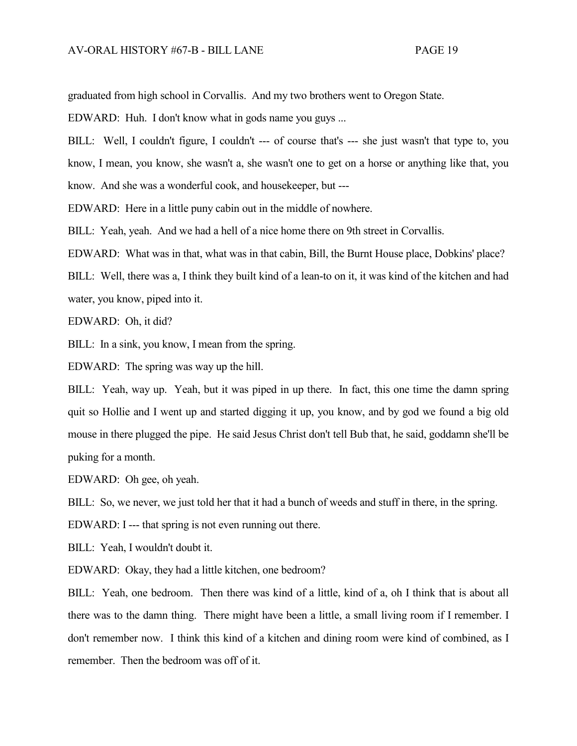graduated from high school in Corvallis. And my two brothers went to Oregon State.

EDWARD: Huh. I don't know what in gods name you guys ...

BILL: Well, I couldn't figure, I couldn't --- of course that's --- she just wasn't that type to, you know, I mean, you know, she wasn't a, she wasn't one to get on a horse or anything like that, you know. And she was a wonderful cook, and housekeeper, but ---

EDWARD: Here in a little puny cabin out in the middle of nowhere.

BILL: Yeah, yeah. And we had a hell of a nice home there on 9th street in Corvallis.

EDWARD: What was in that, what was in that cabin, Bill, the Burnt House place, Dobkins' place?

BILL: Well, there was a, I think they built kind of a lean-to on it, it was kind of the kitchen and had water, you know, piped into it.

EDWARD: Oh, it did?

BILL: In a sink, you know, I mean from the spring.

EDWARD: The spring was way up the hill.

BILL: Yeah, way up. Yeah, but it was piped in up there. In fact, this one time the damn spring quit so Hollie and I went up and started digging it up, you know, and by god we found a big old mouse in there plugged the pipe. He said Jesus Christ don't tell Bub that, he said, goddamn she'll be puking for a month.

EDWARD: Oh gee, oh yeah.

BILL: So, we never, we just told her that it had a bunch of weeds and stuff in there, in the spring.

EDWARD: I --- that spring is not even running out there.

BILL: Yeah, I wouldn't doubt it.

EDWARD: Okay, they had a little kitchen, one bedroom?

BILL: Yeah, one bedroom. Then there was kind of a little, kind of a, oh I think that is about all there was to the damn thing. There might have been a little, a small living room if I remember. I don't remember now. I think this kind of a kitchen and dining room were kind of combined, as I remember. Then the bedroom was off of it.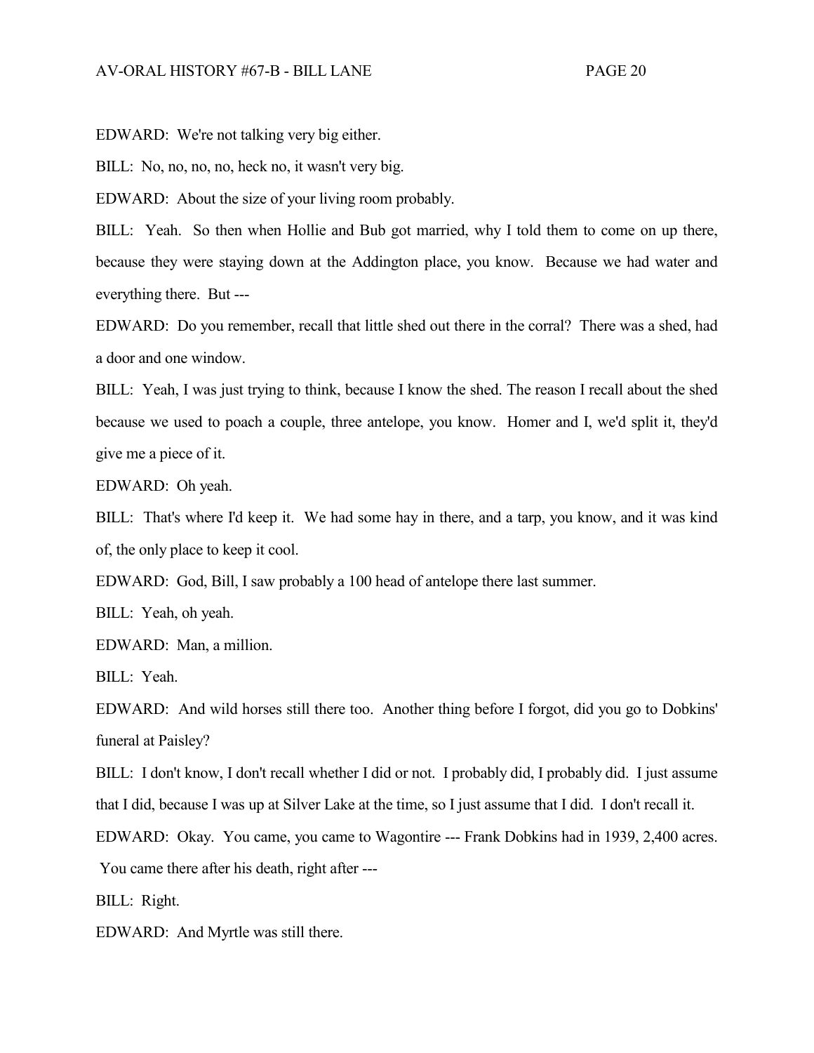EDWARD: We're not talking very big either.

BILL: No, no, no, no, heck no, it wasn't very big.

EDWARD: About the size of your living room probably.

BILL: Yeah. So then when Hollie and Bub got married, why I told them to come on up there, because they were staying down at the Addington place, you know. Because we had water and everything there. But ---

EDWARD: Do you remember, recall that little shed out there in the corral? There was a shed, had a door and one window.

BILL: Yeah, I was just trying to think, because I know the shed. The reason I recall about the shed because we used to poach a couple, three antelope, you know. Homer and I, we'd split it, they'd give me a piece of it.

EDWARD: Oh yeah.

BILL: That's where I'd keep it. We had some hay in there, and a tarp, you know, and it was kind of, the only place to keep it cool.

EDWARD: God, Bill, I saw probably a 100 head of antelope there last summer.

BILL: Yeah, oh yeah.

EDWARD: Man, a million.

BILL: Yeah.

EDWARD: And wild horses still there too. Another thing before I forgot, did you go to Dobkins' funeral at Paisley?

BILL: I don't know, I don't recall whether I did or not. I probably did, I probably did. I just assume that I did, because I was up at Silver Lake at the time, so I just assume that I did. I don't recall it.

EDWARD: Okay. You came, you came to Wagontire --- Frank Dobkins had in 1939, 2,400 acres. You came there after his death, right after ---

BILL: Right.

EDWARD: And Myrtle was still there.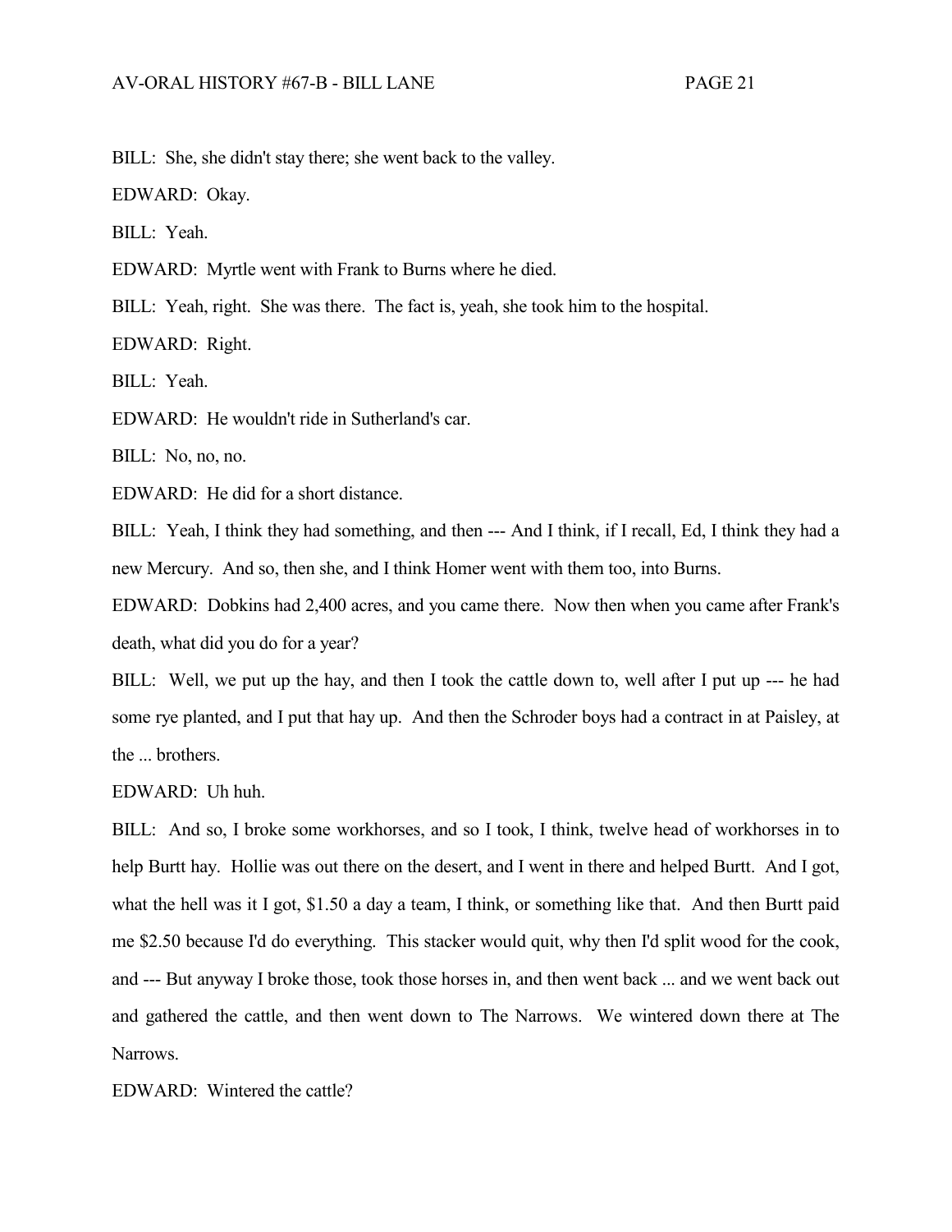BILL: She, she didn't stay there; she went back to the valley.

EDWARD: Okay.

BILL: Yeah.

EDWARD: Myrtle went with Frank to Burns where he died.

BILL: Yeah, right. She was there. The fact is, yeah, she took him to the hospital.

EDWARD: Right.

BILL: Yeah.

EDWARD: He wouldn't ride in Sutherland's car.

BILL: No, no, no.

EDWARD: He did for a short distance.

BILL: Yeah, I think they had something, and then --- And I think, if I recall, Ed, I think they had a new Mercury. And so, then she, and I think Homer went with them too, into Burns.

EDWARD: Dobkins had 2,400 acres, and you came there. Now then when you came after Frank's death, what did you do for a year?

BILL: Well, we put up the hay, and then I took the cattle down to, well after I put up --- he had some rye planted, and I put that hay up. And then the Schroder boys had a contract in at Paisley, at the ... brothers.

EDWARD: Uh huh.

BILL: And so, I broke some workhorses, and so I took, I think, twelve head of workhorses in to help Burtt hay. Hollie was out there on the desert, and I went in there and helped Burtt. And I got, what the hell was it I got, $1.50 a day a team, I think, or something like that. And then Burtt paid me $2.50 because I'd do everything. This stacker would quit, why then I'd split wood for the cook, and --- But anyway I broke those, took those horses in, and then went back ... and we went back out and gathered the cattle, and then went down to The Narrows. We wintered down there at The Narrows.

EDWARD: Wintered the cattle?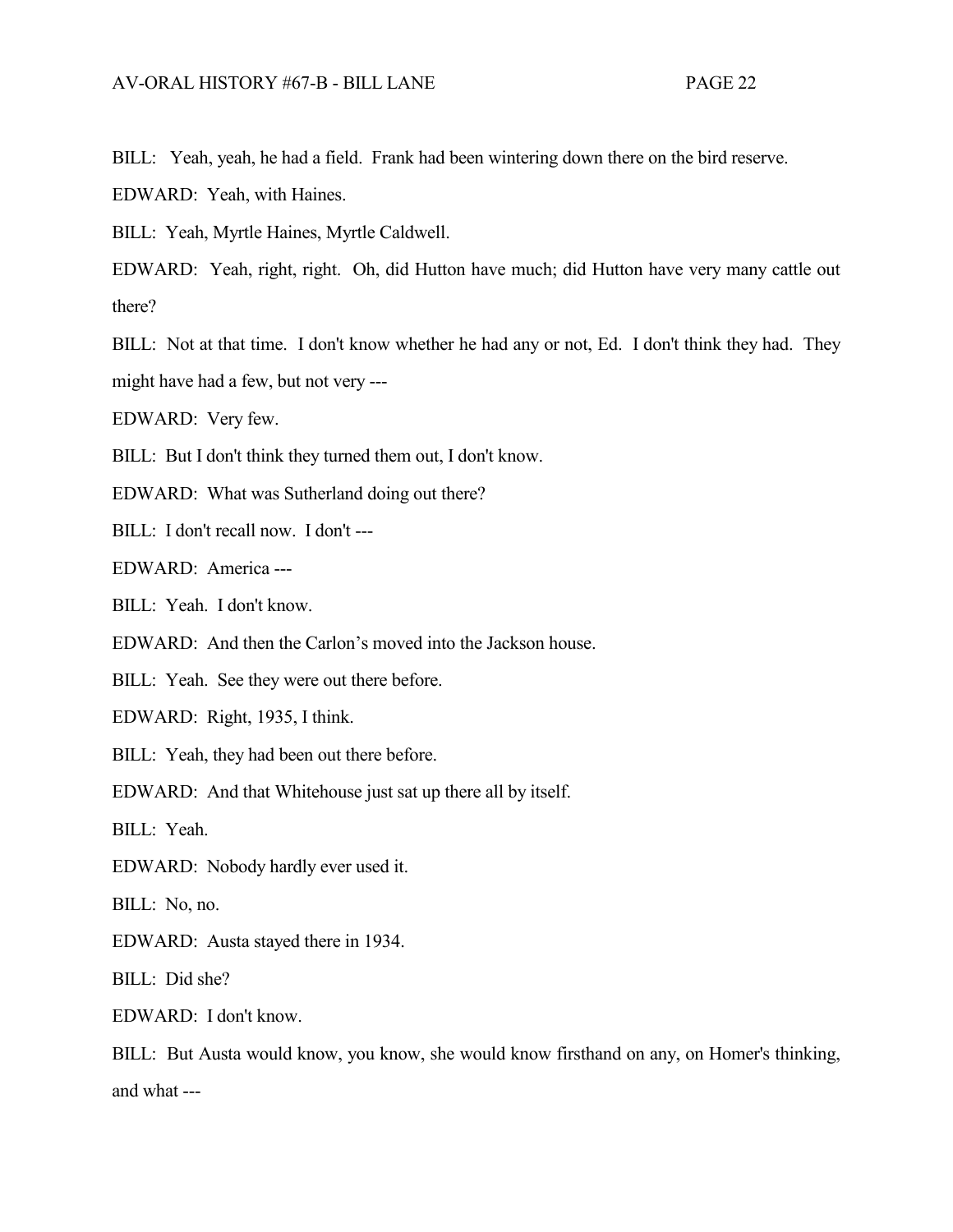BILL: Yeah, yeah, he had a field. Frank had been wintering down there on the bird reserve.

EDWARD: Yeah, with Haines.

BILL: Yeah, Myrtle Haines, Myrtle Caldwell.

EDWARD: Yeah, right, right. Oh, did Hutton have much; did Hutton have very many cattle out there?

BILL: Not at that time. I don't know whether he had any or not, Ed. I don't think they had. They might have had a few, but not very ---

EDWARD: Very few.

BILL: But I don't think they turned them out, I don't know.

EDWARD: What was Sutherland doing out there?

BILL: I don't recall now. I don't ---

EDWARD: America ---

BILL: Yeah. I don't know.

EDWARD: And then the Carlon's moved into the Jackson house.

BILL: Yeah. See they were out there before.

EDWARD: Right, 1935, I think.

BILL: Yeah, they had been out there before.

EDWARD: And that Whitehouse just sat up there all by itself.

BILL: Yeah.

EDWARD: Nobody hardly ever used it.

BILL: No, no.

EDWARD: Austa stayed there in 1934.

BILL: Did she?

EDWARD: I don't know.

BILL: But Austa would know, you know, she would know firsthand on any, on Homer's thinking, and what ---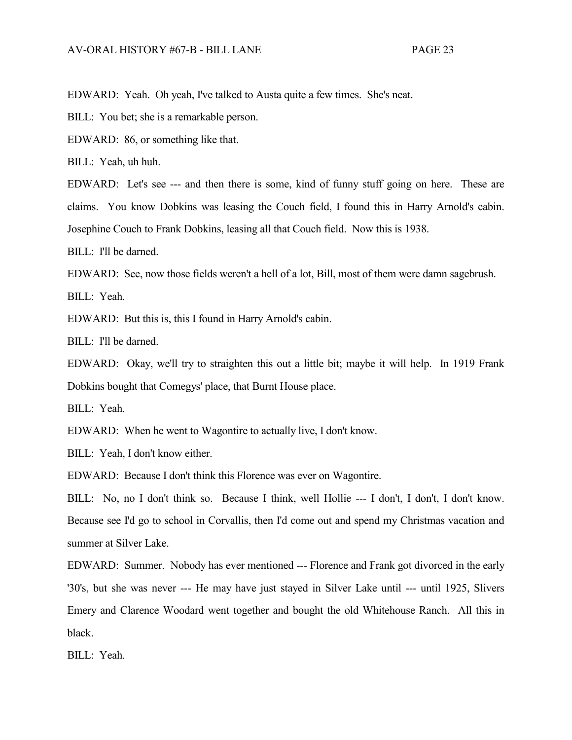EDWARD: Yeah. Oh yeah, I've talked to Austa quite a few times. She's neat.

BILL: You bet; she is a remarkable person.

EDWARD: 86, or something like that.

BILL: Yeah, uh huh.

EDWARD: Let's see --- and then there is some, kind of funny stuff going on here. These are claims. You know Dobkins was leasing the Couch field, I found this in Harry Arnold's cabin. Josephine Couch to Frank Dobkins, leasing all that Couch field. Now this is 1938.

BILL: I'll be darned.

EDWARD: See, now those fields weren't a hell of a lot, Bill, most of them were damn sagebrush.

BILL: Yeah.

EDWARD: But this is, this I found in Harry Arnold's cabin.

BILL: I'll be darned.

EDWARD: Okay, we'll try to straighten this out a little bit; maybe it will help. In 1919 Frank Dobkins bought that Comegys' place, that Burnt House place.

BILL: Yeah.

EDWARD: When he went to Wagontire to actually live, I don't know.

BILL: Yeah, I don't know either.

EDWARD: Because I don't think this Florence was ever on Wagontire.

BILL: No, no I don't think so. Because I think, well Hollie --- I don't, I don't, I don't know. Because see I'd go to school in Corvallis, then I'd come out and spend my Christmas vacation and summer at Silver Lake.

EDWARD: Summer. Nobody has ever mentioned --- Florence and Frank got divorced in the early '30's, but she was never --- He may have just stayed in Silver Lake until --- until 1925, Slivers Emery and Clarence Woodard went together and bought the old Whitehouse Ranch. All this in black.

BILL: Yeah.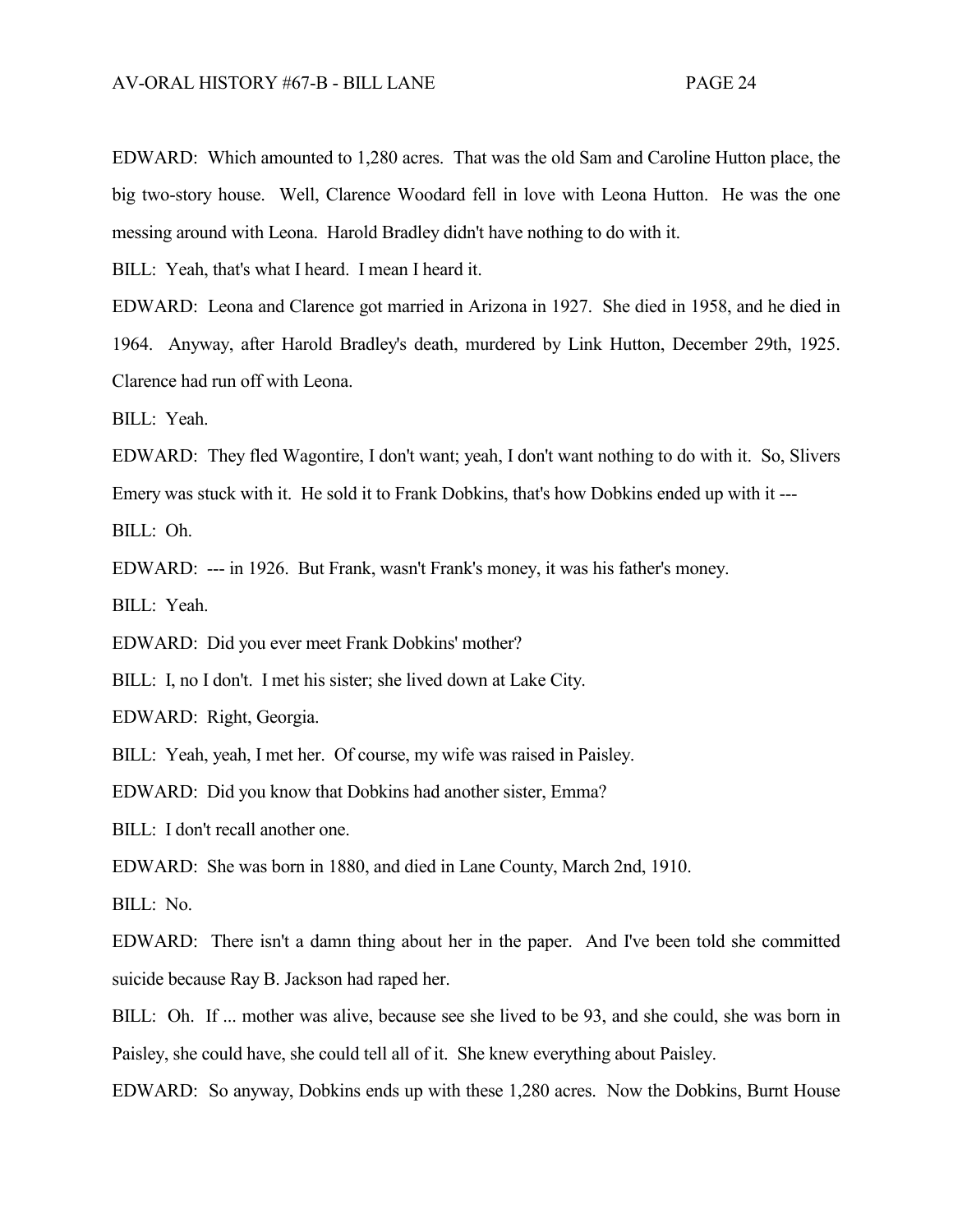EDWARD: Which amounted to 1,280 acres. That was the old Sam and Caroline Hutton place, the big two-story house. Well, Clarence Woodard fell in love with Leona Hutton. He was the one messing around with Leona. Harold Bradley didn't have nothing to do with it.

BILL: Yeah, that's what I heard. I mean I heard it.

EDWARD: Leona and Clarence got married in Arizona in 1927. She died in 1958, and he died in 1964. Anyway, after Harold Bradley's death, murdered by Link Hutton, December 29th, 1925. Clarence had run off with Leona.

BILL: Yeah.

EDWARD: They fled Wagontire, I don't want; yeah, I don't want nothing to do with it. So, Slivers Emery was stuck with it. He sold it to Frank Dobkins, that's how Dobkins ended up with it ---

BILL: Oh.

EDWARD: --- in 1926. But Frank, wasn't Frank's money, it was his father's money.

BILL: Yeah.

EDWARD: Did you ever meet Frank Dobkins' mother?

BILL: I, no I don't. I met his sister; she lived down at Lake City.

EDWARD: Right, Georgia.

BILL: Yeah, yeah, I met her. Of course, my wife was raised in Paisley.

EDWARD: Did you know that Dobkins had another sister, Emma?

BILL: I don't recall another one.

EDWARD: She was born in 1880, and died in Lane County, March 2nd, 1910.

BILL: No.

EDWARD: There isn't a damn thing about her in the paper. And I've been told she committed suicide because Ray B. Jackson had raped her.

BILL: Oh. If ... mother was alive, because see she lived to be 93, and she could, she was born in Paisley, she could have, she could tell all of it. She knew everything about Paisley.

EDWARD: So anyway, Dobkins ends up with these 1,280 acres. Now the Dobkins, Burnt House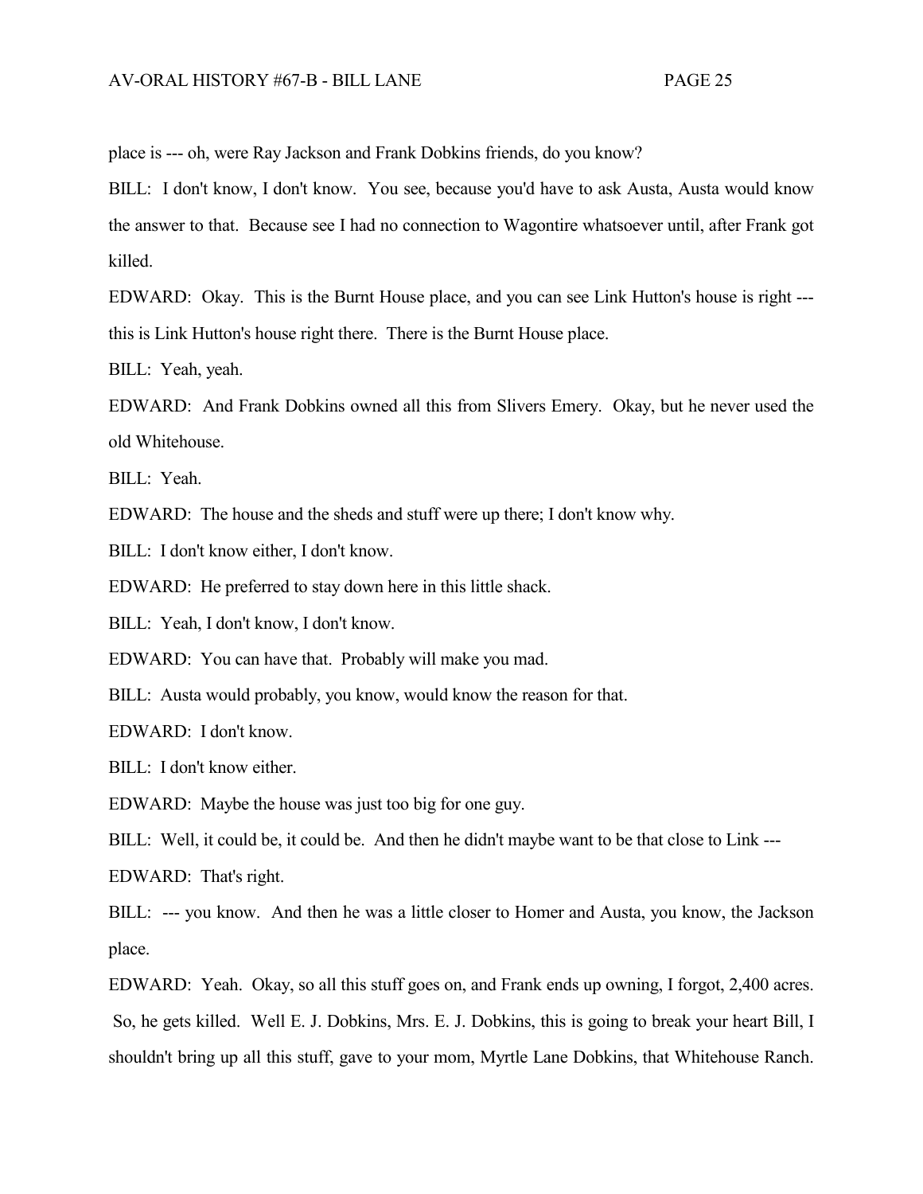place is --- oh, were Ray Jackson and Frank Dobkins friends, do you know?

BILL: I don't know, I don't know. You see, because you'd have to ask Austa, Austa would know the answer to that. Because see I had no connection to Wagontire whatsoever until, after Frank got killed.

EDWARD: Okay. This is the Burnt House place, and you can see Link Hutton's house is right --- this is Link Hutton's house right there. There is the Burnt House place.

BILL: Yeah, yeah.

EDWARD: And Frank Dobkins owned all this from Slivers Emery. Okay, but he never used the old Whitehouse.

BILL: Yeah.

EDWARD: The house and the sheds and stuff were up there; I don't know why.

BILL: I don't know either, I don't know.

EDWARD: He preferred to stay down here in this little shack.

BILL: Yeah, I don't know, I don't know.

EDWARD: You can have that. Probably will make you mad.

BILL: Austa would probably, you know, would know the reason for that.

EDWARD: I don't know.

BILL: I don't know either.

EDWARD: Maybe the house was just too big for one guy.

BILL: Well, it could be, it could be. And then he didn't maybe want to be that close to Link ---

EDWARD: That's right.

BILL: --- you know. And then he was a little closer to Homer and Austa, you know, the Jackson place.

EDWARD: Yeah. Okay, so all this stuff goes on, and Frank ends up owning, I forgot, 2,400 acres. So, he gets killed. Well E. J. Dobkins, Mrs. E. J. Dobkins, this is going to break your heart Bill, I shouldn't bring up all this stuff, gave to your mom, Myrtle Lane Dobkins, that Whitehouse Ranch.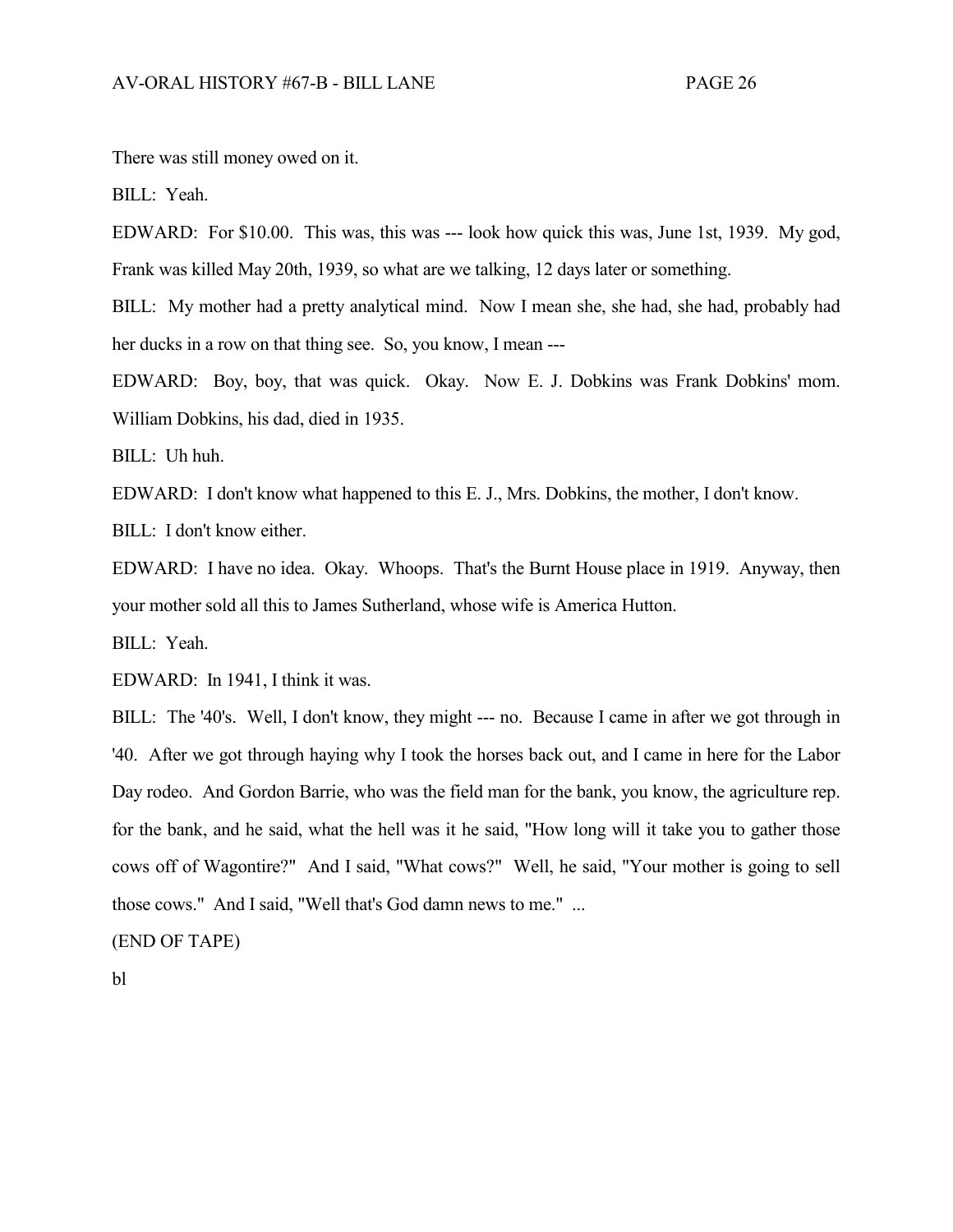There was still money owed on it.

BILL: Yeah.

EDWARD: For $10.00. This was, this was --- look how quick this was, June 1st, 1939. My god, Frank was killed May 20th, 1939, so what are we talking, 12 days later or something.

BILL: My mother had a pretty analytical mind. Now I mean she, she had, she had, probably had her ducks in a row on that thing see. So, you know, I mean ---

EDWARD: Boy, boy, that was quick. Okay. Now E. J. Dobkins was Frank Dobkins' mom. William Dobkins, his dad, died in 1935.

BILL: Uh huh.

EDWARD: I don't know what happened to this E. J., Mrs. Dobkins, the mother, I don't know.

BILL: I don't know either.

EDWARD: I have no idea. Okay. Whoops. That's the Burnt House place in 1919. Anyway, then your mother sold all this to James Sutherland, whose wife is America Hutton.

BILL: Yeah.

EDWARD: In 1941, I think it was.

BILL: The '40's. Well, I don't know, they might --- no. Because I came in after we got through in '40. After we got through haying why I took the horses back out, and I came in here for the Labor Day rodeo. And Gordon Barrie, who was the field man for the bank, you know, the agriculture rep. for the bank, and he said, what the hell was it he said, "How long will it take you to gather those cows off of Wagontire?" And I said, "What cows?" Well, he said, "Your mother is going to sell those cows." And I said, "Well that's God damn news to me." ...

(END OF TAPE)

bl